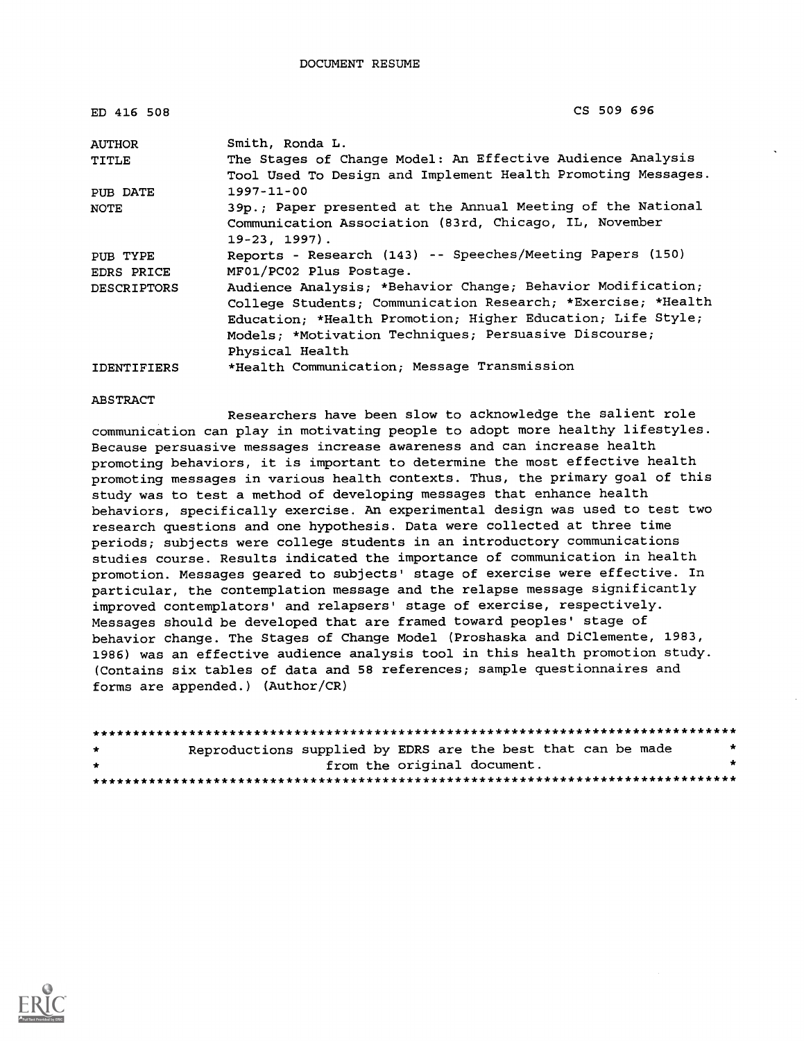DOCUMENT RESUME

| | |
|---|---|
| ED 416 508 | CS 509 696 |
| AUTHOR | Smith, Ronda L. |
| TITLE | The Stages of Change Model: An Effective Audience Analysis Tool Used To Design and Implement Health Promoting Messages. |
| PUB DATE | 1997-11-00 |
| NOTE | 39p.; Paper presented at the Annual Meeting of the National Communication Association (83rd, Chicago, IL, November 19-23, 1997). |
| PUB TYPE | Reports - Research (143) -- Speeches/Meeting Papers (150) |
| EDRS PRICE | MF01/PC02 Plus Postage. |
| DESCRIPTORS | Audience Analysis; *Behavior Change; Behavior Modification; College Students; Communication Research; *Exercise; *Health Education; *Health Promotion; Higher Education; Life Style; Models; *Motivation Techniques; Persuasive Discourse; Physical Health |
| IDENTIFIERS | *Health Communication; Message Transmission |

ABSTRACT

Researchers have been slow to acknowledge the salient role communication can play in motivating people to adopt more healthy lifestyles. Because persuasive messages increase awareness and can increase health promoting behaviors, it is important to determine the most effective health promoting messages in various health contexts. Thus, the primary goal of this study was to test a method of developing messages that enhance health behaviors, specifically exercise. An experimental design was used to test two research questions and one hypothesis. Data were collected at three time periods; subjects were college students in an introductory communications studies course. Results indicated the importance of communication in health promotion. Messages geared to subjects' stage of exercise were effective. In particular, the contemplation message and the relapse message significantly improved contemplators' and relapsers' stage of exercise, respectively. Messages should be developed that are framed toward peoples' stage of behavior change. The Stages of Change Model (Proshaska and DiClemente, 1983, 1986) was an effective audience analysis tool in this health promotion study. (Contains six tables of data and 58 references; sample questionnaires and forms are appended.) (Author/CR)

********************************************************************************

* Reproductions supplied by EDRS are the best that can be made *
* from the original document. *

********************************************************************************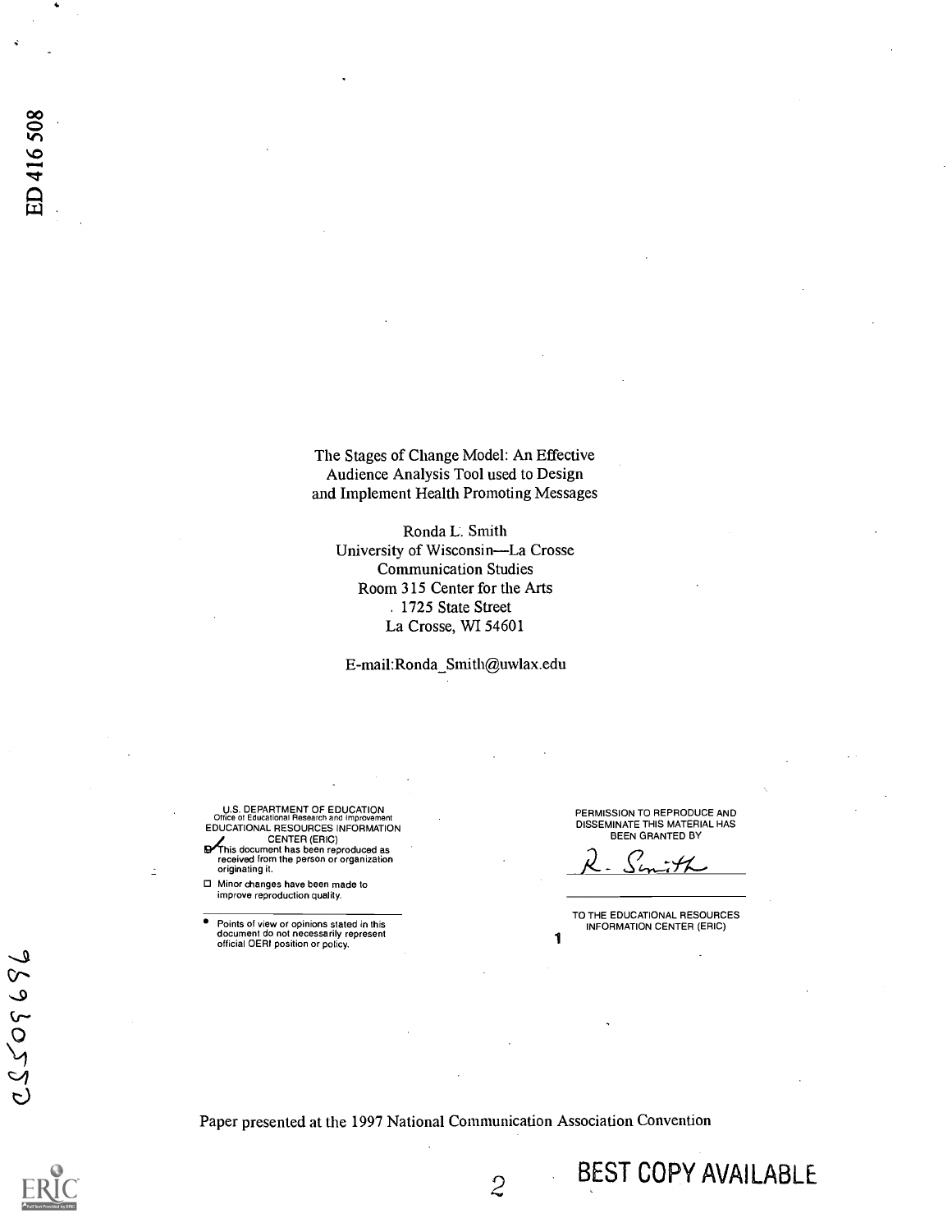ED 416 508

The Stages of Change Model: An Effective Audience Analysis Tool used to Design and Implement Health Promoting Messages

Ronda L. Smith
University of Wisconsin—La Crosse
Communication Studies
Room 315 Center for the Arts
1725 State Street
La Crosse, WI 54601

E-mail:Ronda_Smith@uwlax.edu

U.S. DEPARTMENT OF EDUCATION
Office of Educational Research and Improvement
EDUCATIONAL RESOURCES INFORMATION CENTER (ERIC)

- [x] This document has been reproduced as received from the person or organization originating it.
- [ ] Minor changes have been made to improve reproduction quality.

- Points of view or opinions stated in this document do not necessarily represent official OERI position or policy.

PERMISSION TO REPRODUCE AND DISSEMINATE THIS MATERIAL HAS BEEN GRANTED BY

R. Smith

TO THE EDUCATIONAL RESOURCES INFORMATION CENTER (ERIC)

CS509696

Paper presented at the 1997 National Communication Association Convention

BEST COPY AVAILABLE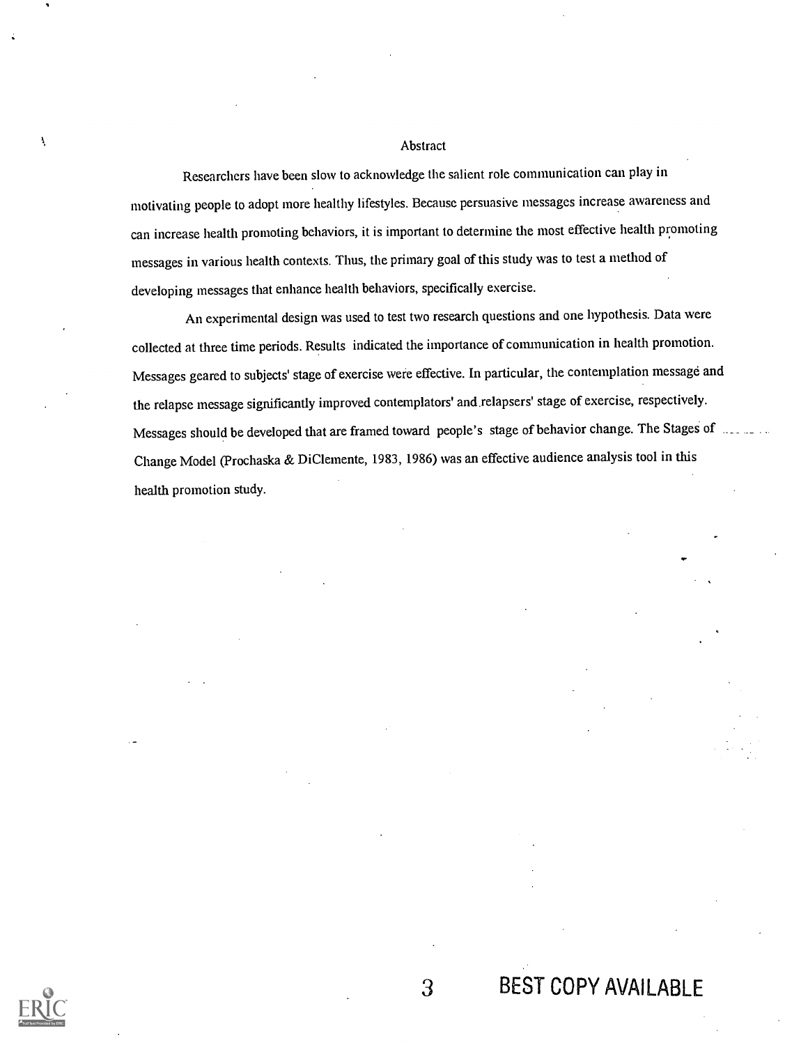## Abstract

Researchers have been slow to acknowledge the salient role communication can play in motivating people to adopt more healthy lifestyles. Because persuasive messages increase awareness and can increase health promoting behaviors, it is important to determine the most effective health promoting messages in various health contexts. Thus, the primary goal of this study was to test a method of developing messages that enhance health behaviors, specifically exercise.

An experimental design was used to test two research questions and one hypothesis. Data were collected at three time periods. Results indicated the importance of communication in health promotion. Messages geared to subjects' stage of exercise were effective. In particular, the contemplation message and the relapse message significantly improved contemplators' and relapsers' stage of exercise, respectively. Messages should be developed that are framed toward people's stage of behavior change. The Stages of Change Model (Prochaska & DiClemente, 1983, 1986) was an effective audience analysis tool in this health promotion study.

BEST COPY AVAILABLE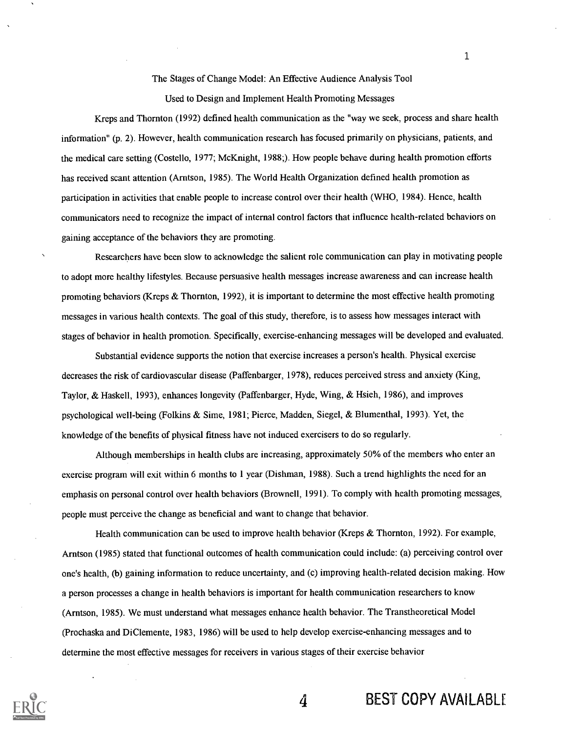# The Stages of Change Model: An Effective Audience Analysis Tool Used to Design and Implement Health Promoting Messages

Kreps and Thornton (1992) defined health communication as the "way we seek, process and share health information" (p. 2). However, health communication research has focused primarily on physicians, patients, and the medical care setting (Costello, 1977; McKnight, 1988;). How people behave during health promotion efforts has received scant attention (Arntson, 1985). The World Health Organization defined health promotion as participation in activities that enable people to increase control over their health (WHO, 1984). Hence, health communicators need to recognize the impact of internal control factors that influence health-related behaviors on gaining acceptance of the behaviors they are promoting.

Researchers have been slow to acknowledge the salient role communication can play in motivating people to adopt more healthy lifestyles. Because persuasive health messages increase awareness and can increase health promoting behaviors (Kreps & Thornton, 1992), it is important to determine the most effective health promoting messages in various health contexts. The goal of this study, therefore, is to assess how messages interact with stages of behavior in health promotion. Specifically, exercise-enhancing messages will be developed and evaluated.

Substantial evidence supports the notion that exercise increases a person's health. Physical exercise decreases the risk of cardiovascular disease (Paffenbarger, 1978), reduces perceived stress and anxiety (King, Taylor, & Haskell, 1993), enhances longevity (Paffenbarger, Hyde, Wing, & Hsieh, 1986), and improves psychological well-being (Folkins & Sime, 1981; Pierce, Madden, Siegel, & Blumenthal, 1993). Yet, the knowledge of the benefits of physical fitness have not induced exercisers to do so regularly.

Although memberships in health clubs are increasing, approximately 50% of the members who enter an exercise program will exit within 6 months to 1 year (Dishman, 1988). Such a trend highlights the need for an emphasis on personal control over health behaviors (Brownell, 1991). To comply with health promoting messages, people must perceive the change as beneficial and want to change that behavior.

Health communication can be used to improve health behavior (Kreps & Thornton, 1992). For example, Arntson (1985) stated that functional outcomes of health communication could include: (a) perceiving control over one's health, (b) gaining information to reduce uncertainty, and (c) improving health-related decision making. How a person processes a change in health behaviors is important for health communication researchers to know (Arntson, 1985). We must understand what messages enhance health behavior. The Transtheoretical Model (Prochaska and DiClemente, 1983, 1986) will be used to help develop exercise-enhancing messages and to determine the most effective messages for receivers in various stages of their exercise behavior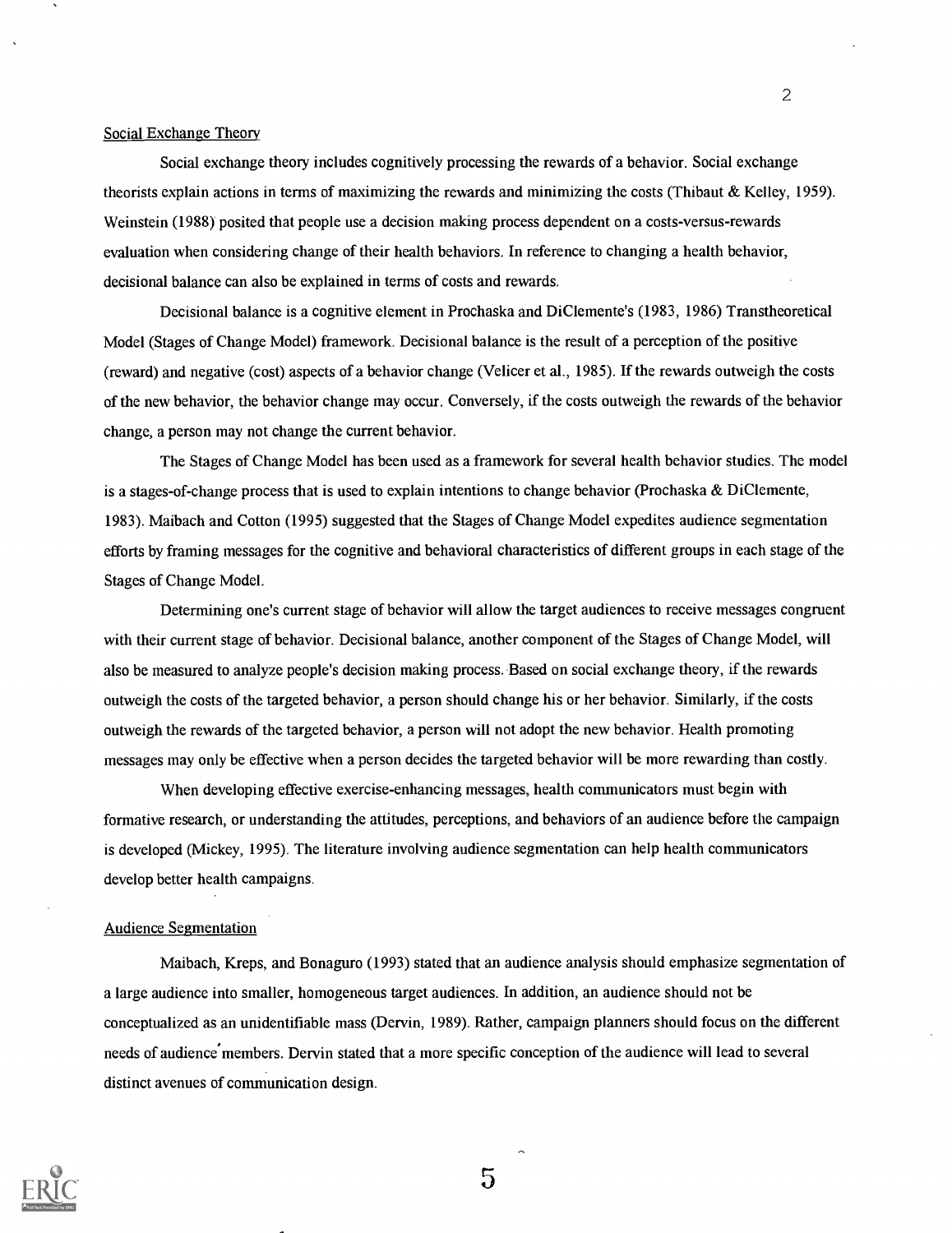Social Exchange Theory

Social exchange theory includes cognitively processing the rewards of a behavior. Social exchange theorists explain actions in terms of maximizing the rewards and minimizing the costs (Thibaut & Kelley, 1959). Weinstein (1988) posited that people use a decision making process dependent on a costs-versus-rewards evaluation when considering change of their health behaviors. In reference to changing a health behavior, decisional balance can also be explained in terms of costs and rewards.

Decisional balance is a cognitive element in Prochaska and DiClemente's (1983, 1986) Transtheoretical Model (Stages of Change Model) framework. Decisional balance is the result of a perception of the positive (reward) and negative (cost) aspects of a behavior change (Velicer et al., 1985). If the rewards outweigh the costs of the new behavior, the behavior change may occur. Conversely, if the costs outweigh the rewards of the behavior change, a person may not change the current behavior.

The Stages of Change Model has been used as a framework for several health behavior studies. The model is a stages-of-change process that is used to explain intentions to change behavior (Prochaska & DiClemente, 1983). Maibach and Cotton (1995) suggested that the Stages of Change Model expedites audience segmentation efforts by framing messages for the cognitive and behavioral characteristics of different groups in each stage of the Stages of Change Model.

Determining one's current stage of behavior will allow the target audiences to receive messages congruent with their current stage of behavior. Decisional balance, another component of the Stages of Change Model, will also be measured to analyze people's decision making process. Based on social exchange theory, if the rewards outweigh the costs of the targeted behavior, a person should change his or her behavior. Similarly, if the costs outweigh the rewards of the targeted behavior, a person will not adopt the new behavior. Health promoting messages may only be effective when a person decides the targeted behavior will be more rewarding than costly.

When developing effective exercise-enhancing messages, health communicators must begin with formative research, or understanding the attitudes, perceptions, and behaviors of an audience before the campaign is developed (Mickey, 1995). The literature involving audience segmentation can help health communicators develop better health campaigns.

Audience Segmentation

Maibach, Kreps, and Bonaguro (1993) stated that an audience analysis should emphasize segmentation of a large audience into smaller, homogeneous target audiences. In addition, an audience should not be conceptualized as an unidentifiable mass (Dervin, 1989). Rather, campaign planners should focus on the different needs of audience members. Dervin stated that a more specific conception of the audience will lead to several distinct avenues of communication design.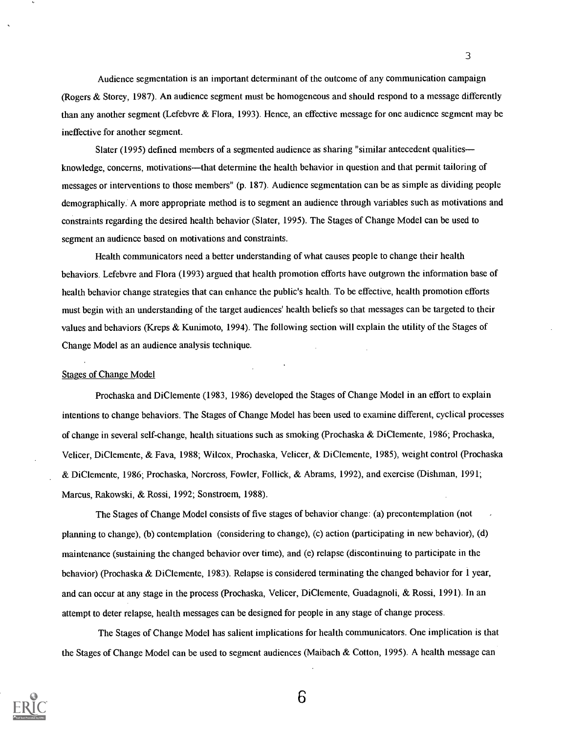Audience segmentation is an important determinant of the outcome of any communication campaign (Rogers & Storey, 1987). An audience segment must be homogeneous and should respond to a message differently than any another segment (Lefebvre & Flora, 1993). Hence, an effective message for one audience segment may be ineffective for another segment.

Slater (1995) defined members of a segmented audience as sharing "similar antecedent qualities—knowledge, concerns, motivations—that determine the health behavior in question and that permit tailoring of messages or interventions to those members" (p. 187). Audience segmentation can be as simple as dividing people demographically. A more appropriate method is to segment an audience through variables such as motivations and constraints regarding the desired health behavior (Slater, 1995). The Stages of Change Model can be used to segment an audience based on motivations and constraints.

Health communicators need a better understanding of what causes people to change their health behaviors. Lefebvre and Flora (1993) argued that health promotion efforts have outgrown the information base of health behavior change strategies that can enhance the public's health. To be effective, health promotion efforts must begin with an understanding of the target audiences' health beliefs so that messages can be targeted to their values and behaviors (Kreps & Kunimoto, 1994). The following section will explain the utility of the Stages of Change Model as an audience analysis technique.

## Stages of Change Model

Prochaska and DiClemente (1983, 1986) developed the Stages of Change Model in an effort to explain intentions to change behaviors. The Stages of Change Model has been used to examine different, cyclical processes of change in several self-change, health situations such as smoking (Prochaska & DiClemente, 1986; Prochaska, Velicer, DiClemente, & Fava, 1988; Wilcox, Prochaska, Velicer, & DiClemente, 1985), weight control (Prochaska & DiClemente, 1986; Prochaska, Norcross, Fowler, Follick, & Abrams, 1992), and exercise (Dishman, 1991; Marcus, Rakowski, & Rossi, 1992; Sonstroem, 1988).

The Stages of Change Model consists of five stages of behavior change: (a) precontemplation (not planning to change), (b) contemplation (considering to change), (c) action (participating in new behavior), (d) maintenance (sustaining the changed behavior over time), and (e) relapse (discontinuing to participate in the behavior) (Prochaska & DiClemente, 1983). Relapse is considered terminating the changed behavior for 1 year, and can occur at any stage in the process (Prochaska, Velicer, DiClemente, Guadagnoli, & Rossi, 1991). In an attempt to deter relapse, health messages can be designed for people in any stage of change process.

The Stages of Change Model has salient implications for health communicators. One implication is that the Stages of Change Model can be used to segment audiences (Maibach & Cotton, 1995). A health message can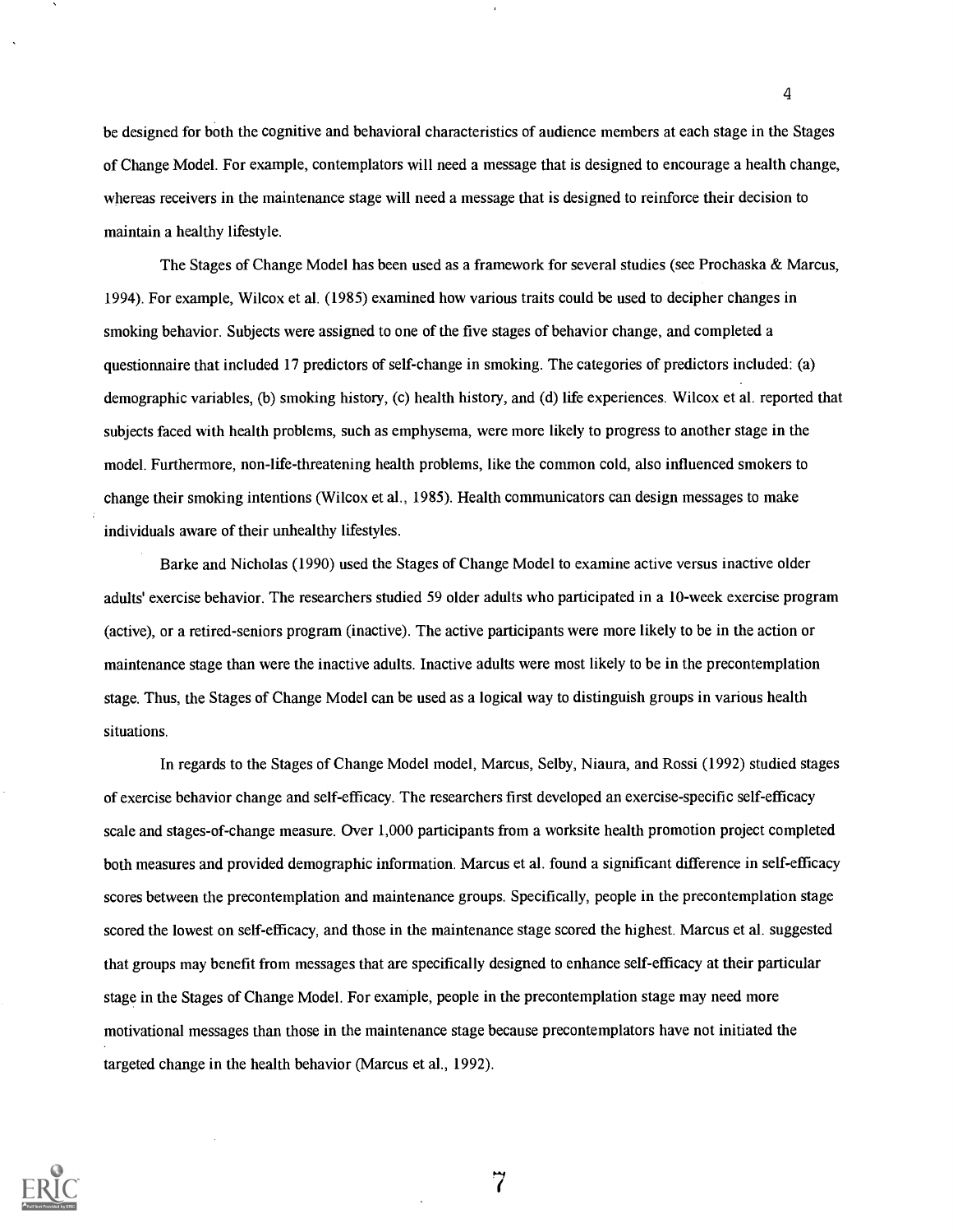be designed for both the cognitive and behavioral characteristics of audience members at each stage in the Stages of Change Model. For example, contemplators will need a message that is designed to encourage a health change, whereas receivers in the maintenance stage will need a message that is designed to reinforce their decision to maintain a healthy lifestyle.

The Stages of Change Model has been used as a framework for several studies (see Prochaska & Marcus, 1994). For example, Wilcox et al. (1985) examined how various traits could be used to decipher changes in smoking behavior. Subjects were assigned to one of the five stages of behavior change, and completed a questionnaire that included 17 predictors of self-change in smoking. The categories of predictors included: (a) demographic variables, (b) smoking history, (c) health history, and (d) life experiences. Wilcox et al. reported that subjects faced with health problems, such as emphysema, were more likely to progress to another stage in the model. Furthermore, non-life-threatening health problems, like the common cold, also influenced smokers to change their smoking intentions (Wilcox et al., 1985). Health communicators can design messages to make individuals aware of their unhealthy lifestyles.

Barke and Nicholas (1990) used the Stages of Change Model to examine active versus inactive older adults' exercise behavior. The researchers studied 59 older adults who participated in a 10-week exercise program (active), or a retired-seniors program (inactive). The active participants were more likely to be in the action or maintenance stage than were the inactive adults. Inactive adults were most likely to be in the precontemplation stage. Thus, the Stages of Change Model can be used as a logical way to distinguish groups in various health situations.

In regards to the Stages of Change Model model, Marcus, Selby, Niaura, and Rossi (1992) studied stages of exercise behavior change and self-efficacy. The researchers first developed an exercise-specific self-efficacy scale and stages-of-change measure. Over 1,000 participants from a worksite health promotion project completed both measures and provided demographic information. Marcus et al. found a significant difference in self-efficacy scores between the precontemplation and maintenance groups. Specifically, people in the precontemplation stage scored the lowest on self-efficacy, and those in the maintenance stage scored the highest. Marcus et al. suggested that groups may benefit from messages that are specifically designed to enhance self-efficacy at their particular stage in the Stages of Change Model. For example, people in the precontemplation stage may need more motivational messages than those in the maintenance stage because precontemplators have not initiated the targeted change in the health behavior (Marcus et al., 1992).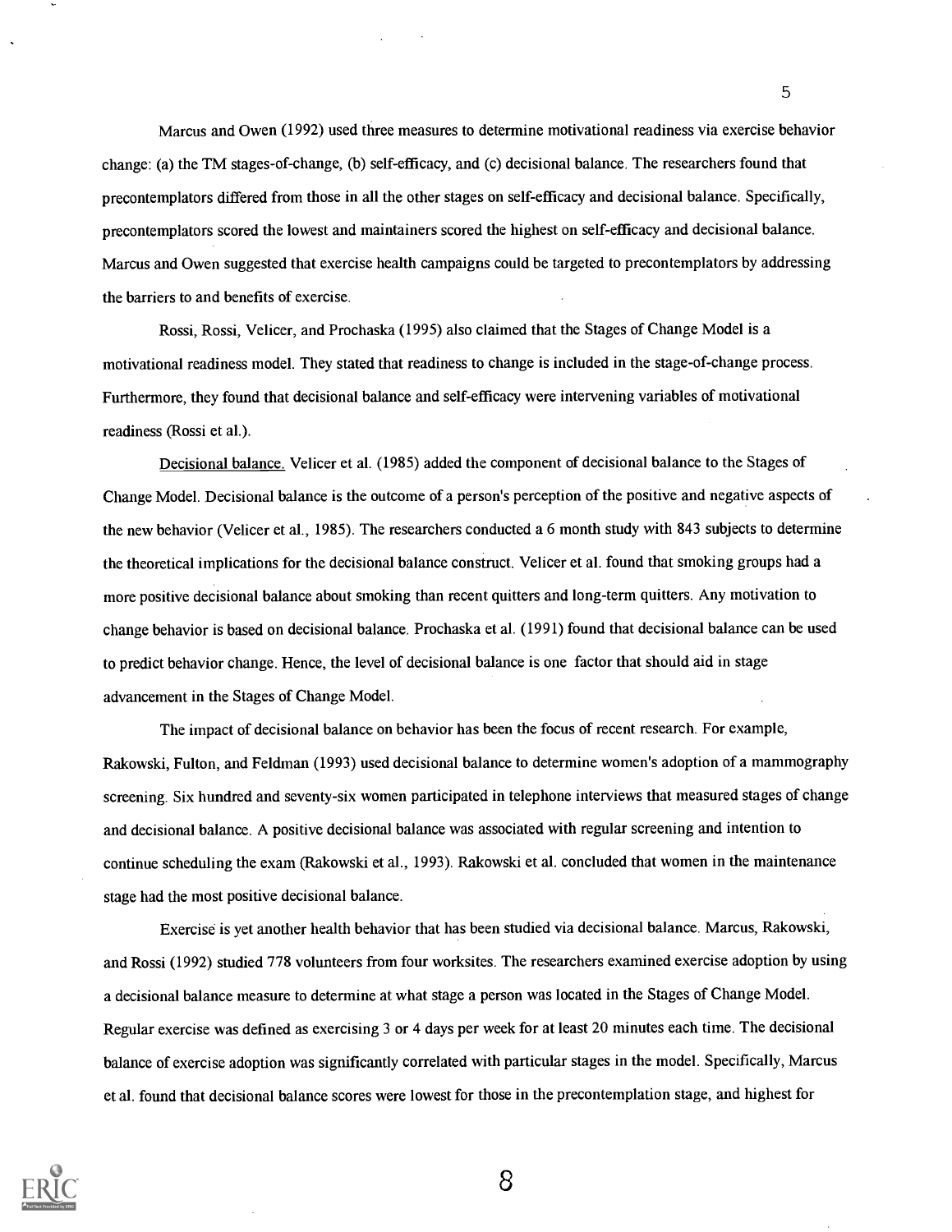Marcus and Owen (1992) used three measures to determine motivational readiness via exercise behavior change: (a) the TM stages-of-change, (b) self-efficacy, and (c) decisional balance. The researchers found that precontemplators differed from those in all the other stages on self-efficacy and decisional balance. Specifically, precontemplators scored the lowest and maintainers scored the highest on self-efficacy and decisional balance. Marcus and Owen suggested that exercise health campaigns could be targeted to precontemplators by addressing the barriers to and benefits of exercise.

Rossi, Rossi, Velicer, and Prochaska (1995) also claimed that the Stages of Change Model is a motivational readiness model. They stated that readiness to change is included in the stage-of-change process. Furthermore, they found that decisional balance and self-efficacy were intervening variables of motivational readiness (Rossi et al.).

Decisional balance. Velicer et al. (1985) added the component of decisional balance to the Stages of Change Model. Decisional balance is the outcome of a person's perception of the positive and negative aspects of the new behavior (Velicer et al., 1985). The researchers conducted a 6 month study with 843 subjects to determine the theoretical implications for the decisional balance construct. Velicer et al. found that smoking groups had a more positive decisional balance about smoking than recent quitters and long-term quitters. Any motivation to change behavior is based on decisional balance. Prochaska et al. (1991) found that decisional balance can be used to predict behavior change. Hence, the level of decisional balance is one factor that should aid in stage advancement in the Stages of Change Model.

The impact of decisional balance on behavior has been the focus of recent research. For example, Rakowski, Fulton, and Feldman (1993) used decisional balance to determine women's adoption of a mammography screening. Six hundred and seventy-six women participated in telephone interviews that measured stages of change and decisional balance. A positive decisional balance was associated with regular screening and intention to continue scheduling the exam (Rakowski et al., 1993). Rakowski et al. concluded that women in the maintenance stage had the most positive decisional balance.

Exercise is yet another health behavior that has been studied via decisional balance. Marcus, Rakowski, and Rossi (1992) studied 778 volunteers from four worksites. The researchers examined exercise adoption by using a decisional balance measure to determine at what stage a person was located in the Stages of Change Model. Regular exercise was defined as exercising 3 or 4 days per week for at least 20 minutes each time. The decisional balance of exercise adoption was significantly correlated with particular stages in the model. Specifically, Marcus et al. found that decisional balance scores were lowest for those in the precontemplation stage, and highest for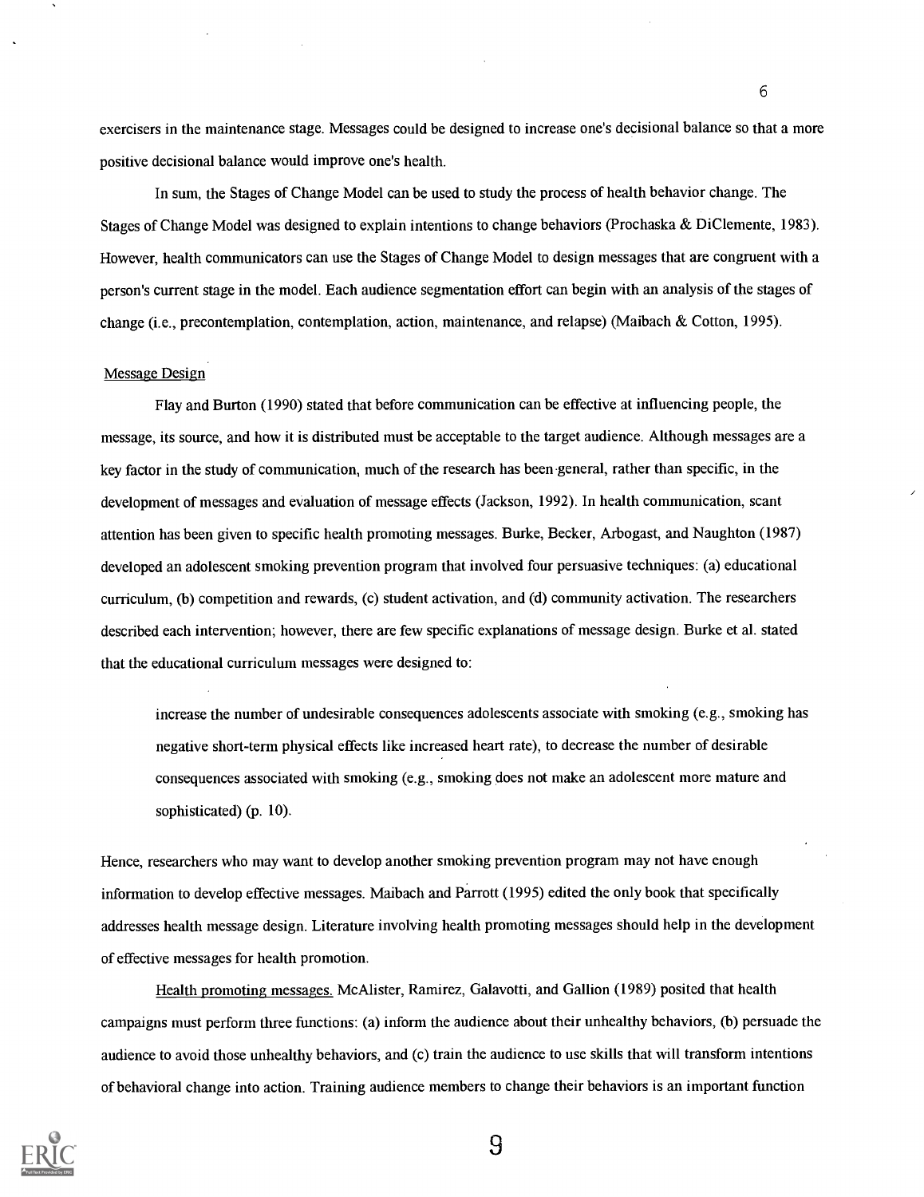exercisers in the maintenance stage. Messages could be designed to increase one's decisional balance so that a more positive decisional balance would improve one's health.

In sum, the Stages of Change Model can be used to study the process of health behavior change. The Stages of Change Model was designed to explain intentions to change behaviors (Prochaska & DiClemente, 1983). However, health communicators can use the Stages of Change Model to design messages that are congruent with a person's current stage in the model. Each audience segmentation effort can begin with an analysis of the stages of change (i.e., precontemplation, contemplation, action, maintenance, and relapse) (Maibach & Cotton, 1995).

## Message Design

Flay and Burton (1990) stated that before communication can be effective at influencing people, the message, its source, and how it is distributed must be acceptable to the target audience. Although messages are a key factor in the study of communication, much of the research has been general, rather than specific, in the development of messages and evaluation of message effects (Jackson, 1992). In health communication, scant attention has been given to specific health promoting messages. Burke, Becker, Arbogast, and Naughton (1987) developed an adolescent smoking prevention program that involved four persuasive techniques: (a) educational curriculum, (b) competition and rewards, (c) student activation, and (d) community activation. The researchers described each intervention; however, there are few specific explanations of message design. Burke et al. stated that the educational curriculum messages were designed to:

> increase the number of undesirable consequences adolescents associate with smoking (e.g., smoking has negative short-term physical effects like increased heart rate), to decrease the number of desirable consequences associated with smoking (e.g., smoking does not make an adolescent more mature and sophisticated) (p. 10).

Hence, researchers who may want to develop another smoking prevention program may not have enough information to develop effective messages. Maibach and Parrott (1995) edited the only book that specifically addresses health message design. Literature involving health promoting messages should help in the development of effective messages for health promotion.

Health promoting messages. McAlister, Ramirez, Galavotti, and Gallion (1989) posited that health campaigns must perform three functions: (a) inform the audience about their unhealthy behaviors, (b) persuade the audience to avoid those unhealthy behaviors, and (c) train the audience to use skills that will transform intentions of behavioral change into action. Training audience members to change their behaviors is an important function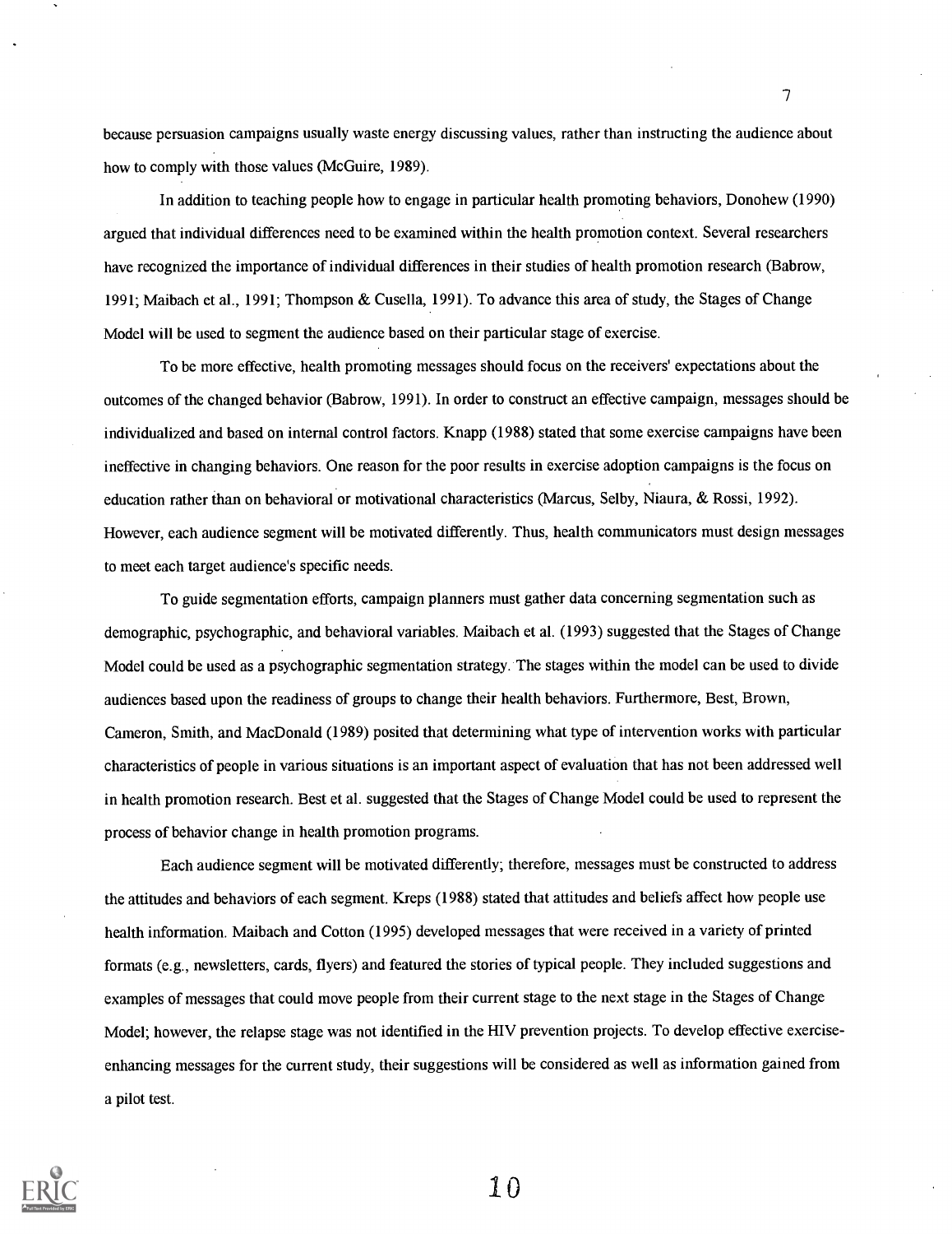because persuasion campaigns usually waste energy discussing values, rather than instructing the audience about how to comply with those values (McGuire, 1989).

In addition to teaching people how to engage in particular health promoting behaviors, Donohew (1990) argued that individual differences need to be examined within the health promotion context. Several researchers have recognized the importance of individual differences in their studies of health promotion research (Babrow, 1991; Maibach et al., 1991; Thompson & Cusella, 1991). To advance this area of study, the Stages of Change Model will be used to segment the audience based on their particular stage of exercise.

To be more effective, health promoting messages should focus on the receivers' expectations about the outcomes of the changed behavior (Babrow, 1991). In order to construct an effective campaign, messages should be individualized and based on internal control factors. Knapp (1988) stated that some exercise campaigns have been ineffective in changing behaviors. One reason for the poor results in exercise adoption campaigns is the focus on education rather than on behavioral or motivational characteristics (Marcus, Selby, Niaura, & Rossi, 1992). However, each audience segment will be motivated differently. Thus, health communicators must design messages to meet each target audience's specific needs.

To guide segmentation efforts, campaign planners must gather data concerning segmentation such as demographic, psychographic, and behavioral variables. Maibach et al. (1993) suggested that the Stages of Change Model could be used as a psychographic segmentation strategy. The stages within the model can be used to divide audiences based upon the readiness of groups to change their health behaviors. Furthermore, Best, Brown, Cameron, Smith, and MacDonald (1989) posited that determining what type of intervention works with particular characteristics of people in various situations is an important aspect of evaluation that has not been addressed well in health promotion research. Best et al. suggested that the Stages of Change Model could be used to represent the process of behavior change in health promotion programs.

Each audience segment will be motivated differently; therefore, messages must be constructed to address the attitudes and behaviors of each segment. Kreps (1988) stated that attitudes and beliefs affect how people use health information. Maibach and Cotton (1995) developed messages that were received in a variety of printed formats (e.g., newsletters, cards, flyers) and featured the stories of typical people. They included suggestions and examples of messages that could move people from their current stage to the next stage in the Stages of Change Model; however, the relapse stage was not identified in the HIV prevention projects. To develop effective exercise-enhancing messages for the current study, their suggestions will be considered as well as information gained from a pilot test.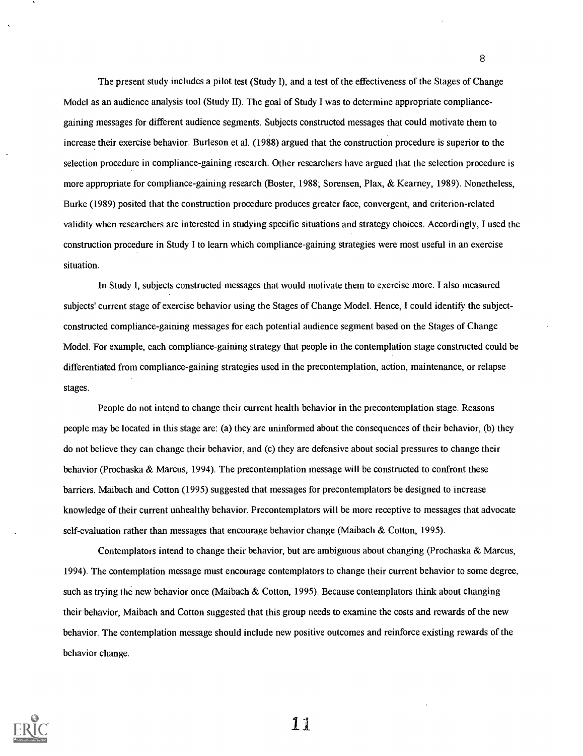The present study includes a pilot test (Study I), and a test of the effectiveness of the Stages of Change Model as an audience analysis tool (Study II). The goal of Study I was to determine appropriate compliance-gaining messages for different audience segments. Subjects constructed messages that could motivate them to increase their exercise behavior. Burleson et al. (1988) argued that the construction procedure is superior to the selection procedure in compliance-gaining research. Other researchers have argued that the selection procedure is more appropriate for compliance-gaining research (Boster, 1988; Sorensen, Plax, & Kearney, 1989). Nonetheless, Burke (1989) posited that the construction procedure produces greater face, convergent, and criterion-related validity when researchers are interested in studying specific situations and strategy choices. Accordingly, I used the construction procedure in Study I to learn which compliance-gaining strategies were most useful in an exercise situation.

In Study I, subjects constructed messages that would motivate them to exercise more. I also measured subjects' current stage of exercise behavior using the Stages of Change Model. Hence, I could identify the subject-constructed compliance-gaining messages for each potential audience segment based on the Stages of Change Model. For example, each compliance-gaining strategy that people in the contemplation stage constructed could be differentiated from compliance-gaining strategies used in the precontemplation, action, maintenance, or relapse stages.

People do not intend to change their current health behavior in the precontemplation stage. Reasons people may be located in this stage are: (a) they are uninformed about the consequences of their behavior, (b) they do not believe they can change their behavior, and (c) they are defensive about social pressures to change their behavior (Prochaska & Marcus, 1994). The precontemplation message will be constructed to confront these barriers. Maibach and Cotton (1995) suggested that messages for precontemplators be designed to increase knowledge of their current unhealthy behavior. Precontemplators will be more receptive to messages that advocate self-evaluation rather than messages that encourage behavior change (Maibach & Cotton, 1995).

Contemplators intend to change their behavior, but are ambiguous about changing (Prochaska & Marcus, 1994). The contemplation message must encourage contemplators to change their current behavior to some degree, such as trying the new behavior once (Maibach & Cotton, 1995). Because contemplators think about changing their behavior, Maibach and Cotton suggested that this group needs to examine the costs and rewards of the new behavior. The contemplation message should include new positive outcomes and reinforce existing rewards of the behavior change.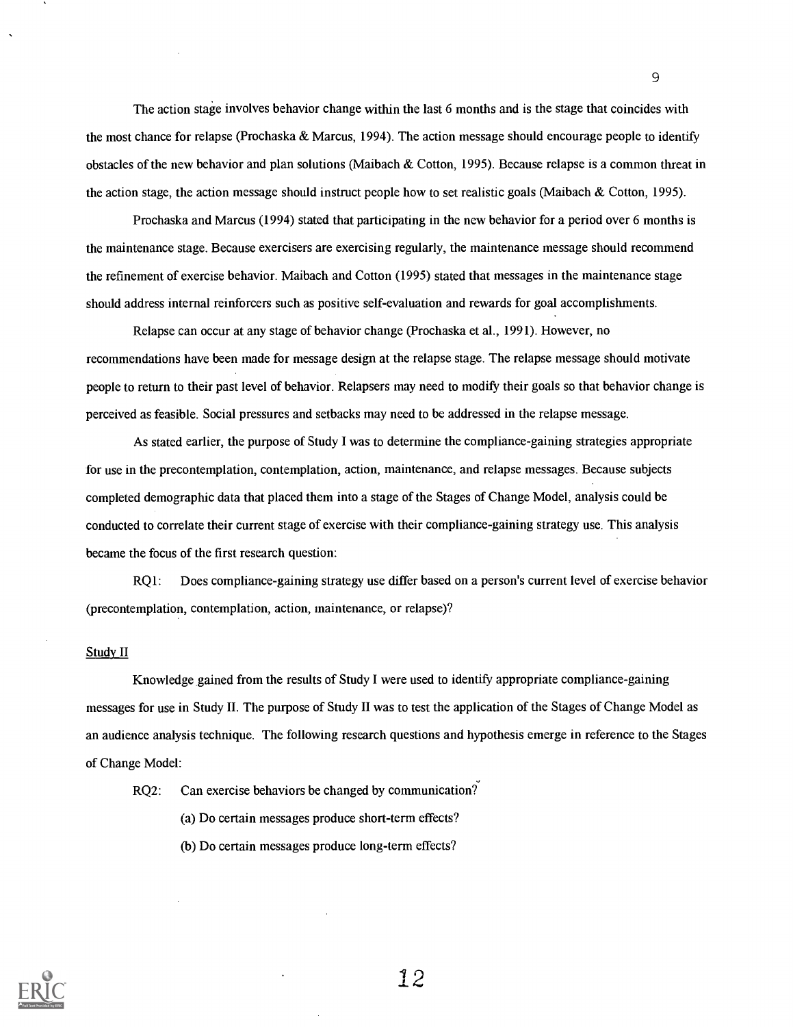The action stage involves behavior change within the last 6 months and is the stage that coincides with the most chance for relapse (Prochaska & Marcus, 1994). The action message should encourage people to identify obstacles of the new behavior and plan solutions (Maibach & Cotton, 1995). Because relapse is a common threat in the action stage, the action message should instruct people how to set realistic goals (Maibach & Cotton, 1995).

Prochaska and Marcus (1994) stated that participating in the new behavior for a period over 6 months is the maintenance stage. Because exercisers are exercising regularly, the maintenance message should recommend the refinement of exercise behavior. Maibach and Cotton (1995) stated that messages in the maintenance stage should address internal reinforcers such as positive self-evaluation and rewards for goal accomplishments.

Relapse can occur at any stage of behavior change (Prochaska et al., 1991). However, no recommendations have been made for message design at the relapse stage. The relapse message should motivate people to return to their past level of behavior. Relapsers may need to modify their goals so that behavior change is perceived as feasible. Social pressures and setbacks may need to be addressed in the relapse message.

As stated earlier, the purpose of Study I was to determine the compliance-gaining strategies appropriate for use in the precontemplation, contemplation, action, maintenance, and relapse messages. Because subjects completed demographic data that placed them into a stage of the Stages of Change Model, analysis could be conducted to correlate their current stage of exercise with their compliance-gaining strategy use. This analysis became the focus of the first research question:

RQ1: Does compliance-gaining strategy use differ based on a person's current level of exercise behavior (precontemplation, contemplation, action, maintenance, or relapse)?

## Study II

Knowledge gained from the results of Study I were used to identify appropriate compliance-gaining messages for use in Study II. The purpose of Study II was to test the application of the Stages of Change Model as an audience analysis technique. The following research questions and hypothesis emerge in reference to the Stages of Change Model:

RQ2: Can exercise behaviors be changed by communication?

(a) Do certain messages produce short-term effects?

(b) Do certain messages produce long-term effects?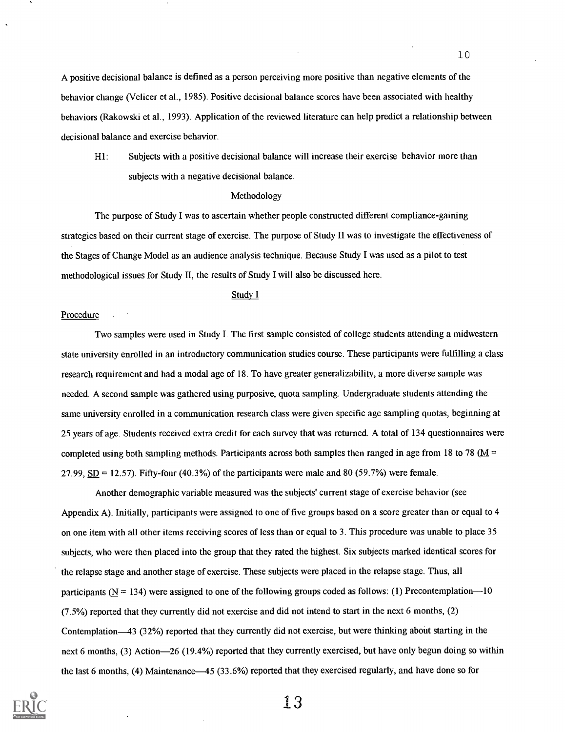A positive decisional balance is defined as a person perceiving more positive than negative elements of the behavior change (Velicer et al., 1985). Positive decisional balance scores have been associated with healthy behaviors (Rakowski et al., 1993). Application of the reviewed literature can help predict a relationship between decisional balance and exercise behavior.

H1: Subjects with a positive decisional balance will increase their exercise behavior more than subjects with a negative decisional balance.

## Methodology

The purpose of Study I was to ascertain whether people constructed different compliance-gaining strategies based on their current stage of exercise. The purpose of Study II was to investigate the effectiveness of the Stages of Change Model as an audience analysis technique. Because Study I was used as a pilot to test methodological issues for Study II, the results of Study I will also be discussed here.

### Study I

#### Procedure

Two samples were used in Study I. The first sample consisted of college students attending a midwestern state university enrolled in an introductory communication studies course. These participants were fulfilling a class research requirement and had a modal age of 18. To have greater generalizability, a more diverse sample was needed. A second sample was gathered using purposive, quota sampling. Undergraduate students attending the same university enrolled in a communication research class were given specific age sampling quotas, beginning at 25 years of age. Students received extra credit for each survey that was returned. A total of 134 questionnaires were completed using both sampling methods. Participants across both samples then ranged in age from 18 to 78 ($M$ = 27.99, $SD$ = 12.57). Fifty-four (40.3%) of the participants were male and 80 (59.7%) were female.

Another demographic variable measured was the subjects' current stage of exercise behavior (see Appendix A). Initially, participants were assigned to one of five groups based on a score greater than or equal to 4 on one item with all other items receiving scores of less than or equal to 3. This procedure was unable to place 35 subjects, who were then placed into the group that they rated the highest. Six subjects marked identical scores for the relapse stage and another stage of exercise. These subjects were placed in the relapse stage. Thus, all participants ($N$ = 134) were assigned to one of the following groups coded as follows: (1) Precontemplation—10 (7.5%) reported that they currently did not exercise and did not intend to start in the next 6 months, (2) Contemplation—43 (32%) reported that they currently did not exercise, but were thinking about starting in the next 6 months, (3) Action—26 (19.4%) reported that they currently exercised, but have only begun doing so within the last 6 months, (4) Maintenance—45 (33.6%) reported that they exercised regularly, and have done so for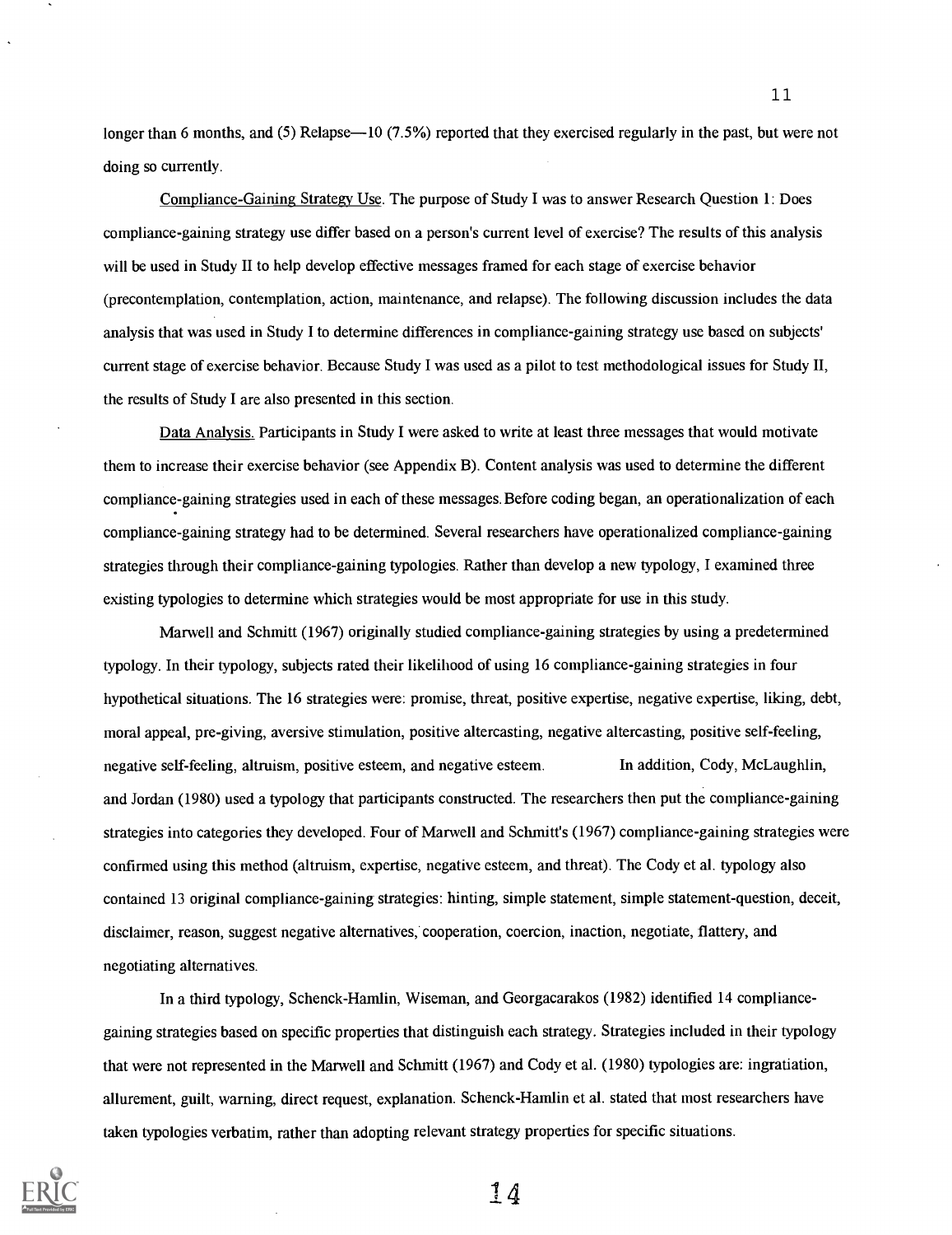longer than 6 months, and (5) Relapse—10 (7.5%) reported that they exercised regularly in the past, but were not doing so currently.

Compliance-Gaining Strategy Use. The purpose of Study I was to answer Research Question 1: Does compliance-gaining strategy use differ based on a person's current level of exercise? The results of this analysis will be used in Study II to help develop effective messages framed for each stage of exercise behavior (precontemplation, contemplation, action, maintenance, and relapse). The following discussion includes the data analysis that was used in Study I to determine differences in compliance-gaining strategy use based on subjects' current stage of exercise behavior. Because Study I was used as a pilot to test methodological issues for Study II, the results of Study I are also presented in this section.

Data Analysis. Participants in Study I were asked to write at least three messages that would motivate them to increase their exercise behavior (see Appendix B). Content analysis was used to determine the different compliance-gaining strategies used in each of these messages. Before coding began, an operationalization of each compliance-gaining strategy had to be determined. Several researchers have operationalized compliance-gaining strategies through their compliance-gaining typologies. Rather than develop a new typology, I examined three existing typologies to determine which strategies would be most appropriate for use in this study.

Marwell and Schmitt (1967) originally studied compliance-gaining strategies by using a predetermined typology. In their typology, subjects rated their likelihood of using 16 compliance-gaining strategies in four hypothetical situations. The 16 strategies were: promise, threat, positive expertise, negative expertise, liking, debt, moral appeal, pre-giving, aversive stimulation, positive altercasting, negative altercasting, positive self-feeling, negative self-feeling, altruism, positive esteem, and negative esteem. In addition, Cody, McLaughlin, and Jordan (1980) used a typology that participants constructed. The researchers then put the compliance-gaining strategies into categories they developed. Four of Marwell and Schmitt's (1967) compliance-gaining strategies were confirmed using this method (altruism, expertise, negative esteem, and threat). The Cody et al. typology also contained 13 original compliance-gaining strategies: hinting, simple statement, simple statement-question, deceit, disclaimer, reason, suggest negative alternatives, cooperation, coercion, inaction, negotiate, flattery, and negotiating alternatives.

In a third typology, Schenck-Hamlin, Wiseman, and Georgacarakos (1982) identified 14 compliance-gaining strategies based on specific properties that distinguish each strategy. Strategies included in their typology that were not represented in the Marwell and Schmitt (1967) and Cody et al. (1980) typologies are: ingratiation, allurement, guilt, warning, direct request, explanation. Schenck-Hamlin et al. stated that most researchers have taken typologies verbatim, rather than adopting relevant strategy properties for specific situations.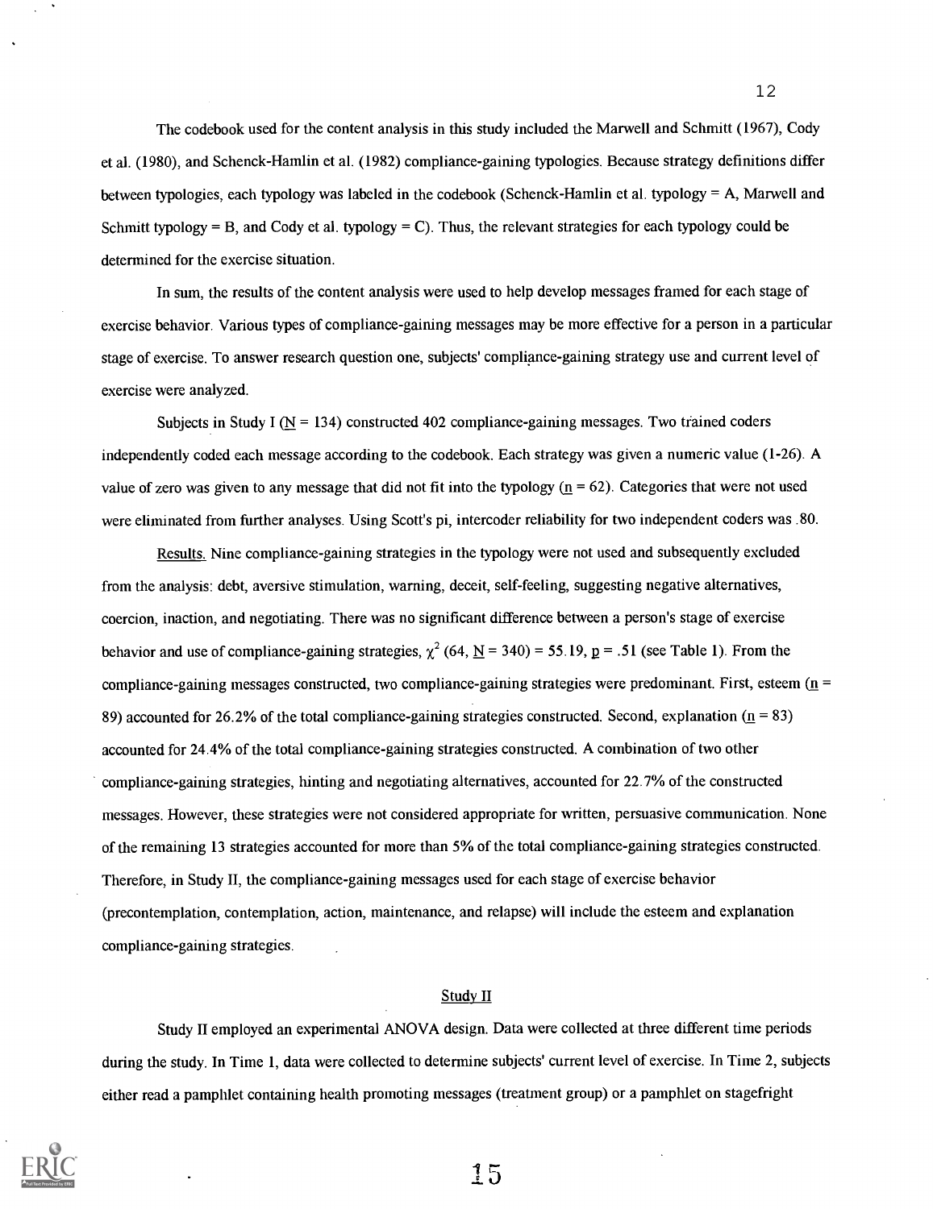The codebook used for the content analysis in this study included the Marwell and Schmitt (1967), Cody et al. (1980), and Schenck-Hamlin et al. (1982) compliance-gaining typologies. Because strategy definitions differ between typologies, each typology was labeled in the codebook (Schenck-Hamlin et al. typology = A, Marwell and Schmitt typology = B, and Cody et al. typology = C). Thus, the relevant strategies for each typology could be determined for the exercise situation.

In sum, the results of the content analysis were used to help develop messages framed for each stage of exercise behavior. Various types of compliance-gaining messages may be more effective for a person in a particular stage of exercise. To answer research question one, subjects' compliance-gaining strategy use and current level of exercise were analyzed.

Subjects in Study I ($N$ = 134) constructed 402 compliance-gaining messages. Two trained coders independently coded each message according to the codebook. Each strategy was given a numeric value (1-26). A value of zero was given to any message that did not fit into the typology ($n$ = 62). Categories that were not used were eliminated from further analyses. Using Scott's pi, intercoder reliability for two independent coders was .80.

Results. Nine compliance-gaining strategies in the typology were not used and subsequently excluded from the analysis: debt, aversive stimulation, warning, deceit, self-feeling, suggesting negative alternatives, coercion, inaction, and negotiating. There was no significant difference between a person's stage of exercise behavior and use of compliance-gaining strategies, $\chi^2$ (64, $N$ = 340) = 55.19, $p$ = .51 (see Table 1). From the compliance-gaining messages constructed, two compliance-gaining strategies were predominant. First, esteem ($n$ = 89) accounted for 26.2% of the total compliance-gaining strategies constructed. Second, explanation ($n$ = 83) accounted for 24.4% of the total compliance-gaining strategies constructed. A combination of two other compliance-gaining strategies, hinting and negotiating alternatives, accounted for 22.7% of the constructed messages. However, these strategies were not considered appropriate for written, persuasive communication. None of the remaining 13 strategies accounted for more than 5% of the total compliance-gaining strategies constructed. Therefore, in Study II, the compliance-gaining messages used for each stage of exercise behavior (precontemplation, contemplation, action, maintenance, and relapse) will include the esteem and explanation compliance-gaining strategies.

## Study II

Study II employed an experimental ANOVA design. Data were collected at three different time periods during the study. In Time 1, data were collected to determine subjects' current level of exercise. In Time 2, subjects either read a pamphlet containing health promoting messages (treatment group) or a pamphlet on stagefright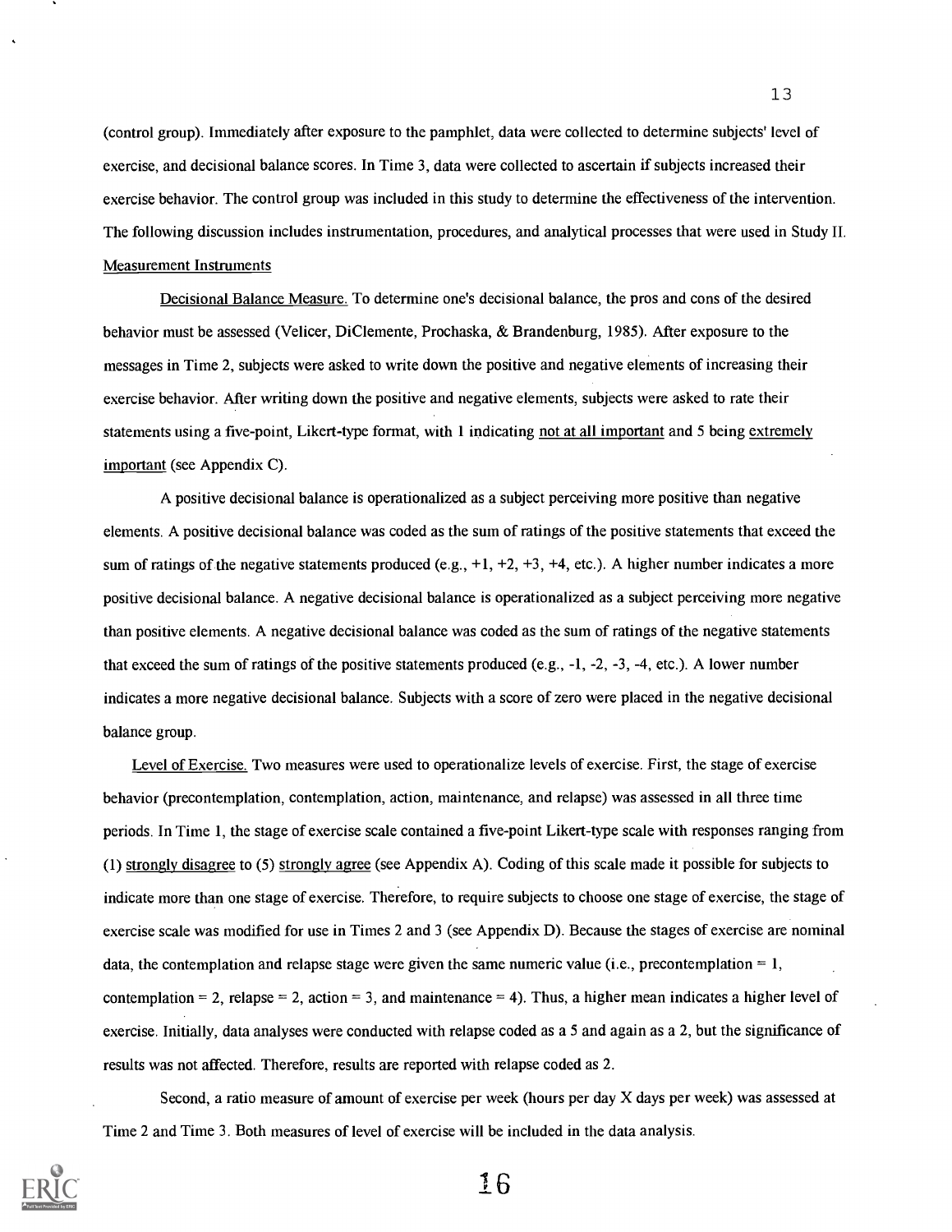(control group). Immediately after exposure to the pamphlet, data were collected to determine subjects' level of exercise, and decisional balance scores. In Time 3, data were collected to ascertain if subjects increased their exercise behavior. The control group was included in this study to determine the effectiveness of the intervention. The following discussion includes instrumentation, procedures, and analytical processes that were used in Study II.

Measurement Instruments

Decisional Balance Measure. To determine one's decisional balance, the pros and cons of the desired behavior must be assessed (Velicer, DiClemente, Prochaska, & Brandenburg, 1985). After exposure to the messages in Time 2, subjects were asked to write down the positive and negative elements of increasing their exercise behavior. After writing down the positive and negative elements, subjects were asked to rate their statements using a five-point, Likert-type format, with 1 indicating *not at all important* and 5 being *extremely important* (see Appendix C).

A positive decisional balance is operationalized as a subject perceiving more positive than negative elements. A positive decisional balance was coded as the sum of ratings of the positive statements that exceed the sum of ratings of the negative statements produced (e.g., +1, +2, +3, +4, etc.). A higher number indicates a more positive decisional balance. A negative decisional balance is operationalized as a subject perceiving more negative than positive elements. A negative decisional balance was coded as the sum of ratings of the negative statements that exceed the sum of ratings of the positive statements produced (e.g., -1, -2, -3, -4, etc.). A lower number indicates a more negative decisional balance. Subjects with a score of zero were placed in the negative decisional balance group.

Level of Exercise. Two measures were used to operationalize levels of exercise. First, the stage of exercise behavior (precontemplation, contemplation, action, maintenance, and relapse) was assessed in all three time periods. In Time 1, the stage of exercise scale contained a five-point Likert-type scale with responses ranging from (1) *strongly disagree* to (5) *strongly agree* (see Appendix A). Coding of this scale made it possible for subjects to indicate more than one stage of exercise. Therefore, to require subjects to choose one stage of exercise, the stage of exercise scale was modified for use in Times 2 and 3 (see Appendix D). Because the stages of exercise are nominal data, the contemplation and relapse stage were given the same numeric value (i.e., precontemplation = 1, contemplation = 2, relapse = 2, action = 3, and maintenance = 4). Thus, a higher mean indicates a higher level of exercise. Initially, data analyses were conducted with relapse coded as a 5 and again as a 2, but the significance of results was not affected. Therefore, results are reported with relapse coded as 2.

Second, a ratio measure of amount of exercise per week (hours per day X days per week) was assessed at Time 2 and Time 3. Both measures of level of exercise will be included in the data analysis.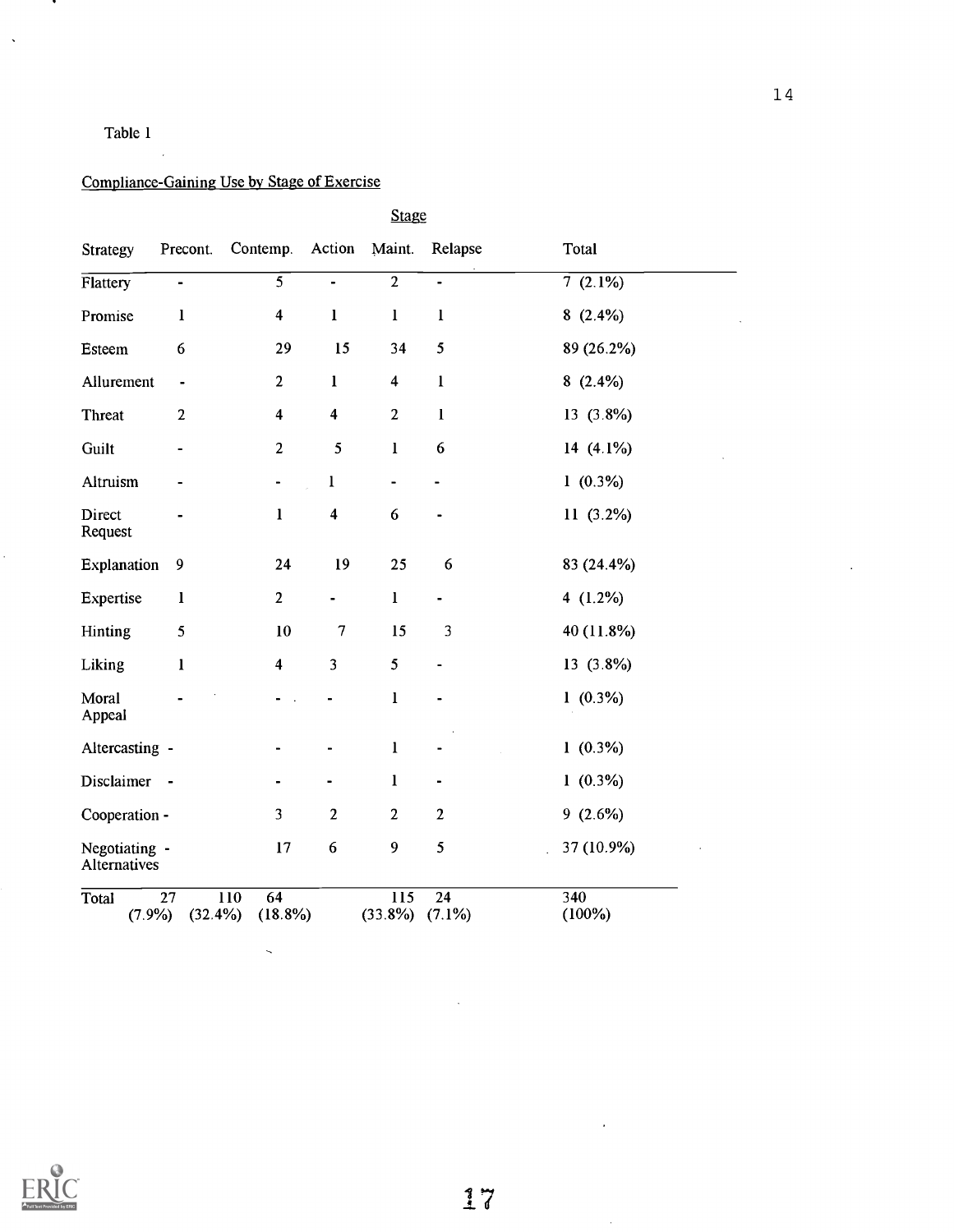Table 1

Compliance-Gaining Use by Stage of Exercise

| Strategy | Stage | | | | | Total |
|---|---|---|---|---|---|---|
| | Precont. | Contemp. | Action | Maint. | Relapse | |
| Flattery | - | 5 | - | 2 | - | 7 (2.1%) |
| Promise | 1 | 4 | 1 | 1 | 1 | 8 (2.4%) |
| Esteem | 6 | 29 | 15 | 34 | 5 | 89 (26.2%) |
| Allurement | - | 2 | 1 | 4 | 1 | 8 (2.4%) |
| Threat | 2 | 4 | 4 | 2 | 1 | 13 (3.8%) |
| Guilt | - | 2 | 5 | 1 | 6 | 14 (4.1%) |
| Altruism | - | - | 1 | - | - | 1 (0.3%) |
| Direct Request | - | 1 | 4 | 6 | - | 11 (3.2%) |
| Explanation | 9 | 24 | 19 | 25 | 6 | 83 (24.4%) |
| Expertise | 1 | 2 | - | 1 | - | 4 (1.2%) |
| Hinting | 5 | 10 | 7 | 15 | 3 | 40 (11.8%) |
| Liking | 1 | 4 | 3 | 5 | - | 13 (3.8%) |
| Moral Appeal | - | - | - | 1 | - | 1 (0.3%) |
| Altercasting | - | - | - | 1 | - | 1 (0.3%) |
| Disclaimer | - | - | - | 1 | - | 1 (0.3%) |
| Cooperation | - | 3 | 2 | 2 | 2 | 9 (2.6%) |
| Negotiating Alternatives | - | 17 | 6 | 9 | 5 | 37 (10.9%) |
| Total | 27 (7.9%) | 110 (32.4%) | 64 (18.8%) | 115 (33.8%) | 24 (7.1%) | 340 (100%) |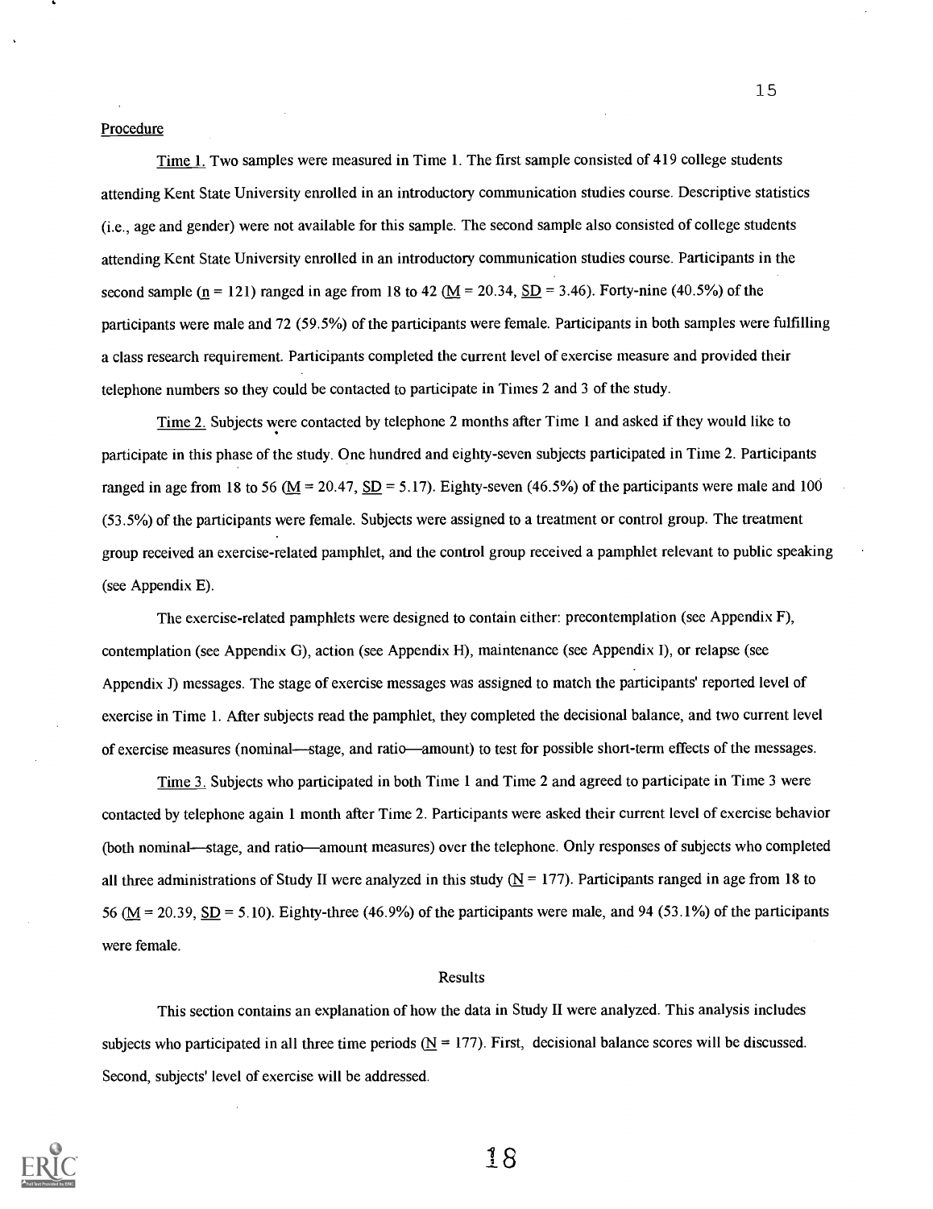Procedure

Time 1. Two samples were measured in Time 1. The first sample consisted of 419 college students attending Kent State University enrolled in an introductory communication studies course. Descriptive statistics (i.e., age and gender) were not available for this sample. The second sample also consisted of college students attending Kent State University enrolled in an introductory communication studies course. Participants in the second sample ($n$ = 121) ranged in age from 18 to 42 ($M$ = 20.34, $SD$ = 3.46). Forty-nine (40.5%) of the participants were male and 72 (59.5%) of the participants were female. Participants in both samples were fulfilling a class research requirement. Participants completed the current level of exercise measure and provided their telephone numbers so they could be contacted to participate in Times 2 and 3 of the study.

Time 2. Subjects were contacted by telephone 2 months after Time 1 and asked if they would like to participate in this phase of the study. One hundred and eighty-seven subjects participated in Time 2. Participants ranged in age from 18 to 56 ($M$ = 20.47, $SD$ = 5.17). Eighty-seven (46.5%) of the participants were male and 100 (53.5%) of the participants were female. Subjects were assigned to a treatment or control group. The treatment group received an exercise-related pamphlet, and the control group received a pamphlet relevant to public speaking (see Appendix E).

The exercise-related pamphlets were designed to contain either: precontemplation (see Appendix F), contemplation (see Appendix G), action (see Appendix H), maintenance (see Appendix I), or relapse (see Appendix J) messages. The stage of exercise messages was assigned to match the participants' reported level of exercise in Time 1. After subjects read the pamphlet, they completed the decisional balance, and two current level of exercise measures (nominal—stage, and ratio—amount) to test for possible short-term effects of the messages.

Time 3. Subjects who participated in both Time 1 and Time 2 and agreed to participate in Time 3 were contacted by telephone again 1 month after Time 2. Participants were asked their current level of exercise behavior (both nominal—stage, and ratio—amount measures) over the telephone. Only responses of subjects who completed all three administrations of Study II were analyzed in this study ($N$ = 177). Participants ranged in age from 18 to 56 ($M$ = 20.39, $SD$ = 5.10). Eighty-three (46.9%) of the participants were male, and 94 (53.1%) of the participants were female.

## Results

This section contains an explanation of how the data in Study II were analyzed. This analysis includes subjects who participated in all three time periods ($N$ = 177). First, decisional balance scores will be discussed. Second, subjects' level of exercise will be addressed.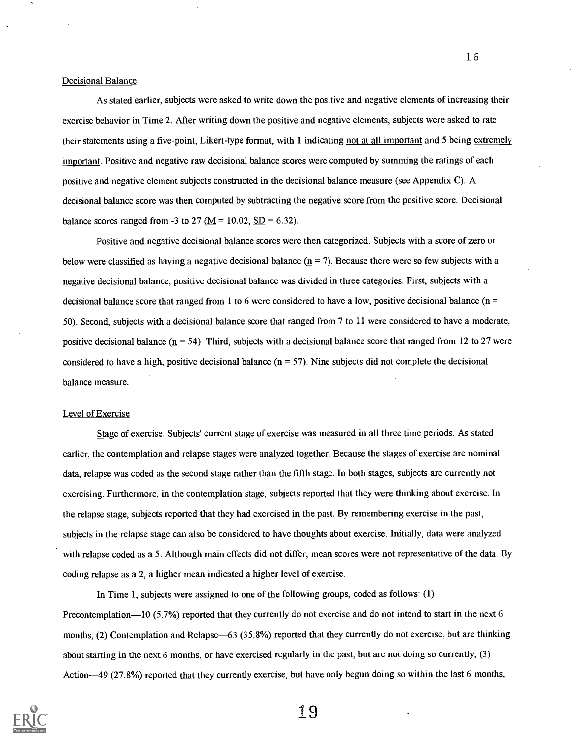## Decisional Balance

As stated earlier, subjects were asked to write down the positive and negative elements of increasing their exercise behavior in Time 2. After writing down the positive and negative elements, subjects were asked to rate their statements using a five-point, Likert-type format, with 1 indicating not at all important and 5 being extremely important. Positive and negative raw decisional balance scores were computed by summing the ratings of each positive and negative element subjects constructed in the decisional balance measure (see Appendix C). A decisional balance score was then computed by subtracting the negative score from the positive score. Decisional balance scores ranged from -3 to 27 ($M$ = 10.02, $SD$ = 6.32).

Positive and negative decisional balance scores were then categorized. Subjects with a score of zero or below were classified as having a negative decisional balance ($n$ = 7). Because there were so few subjects with a negative decisional balance, positive decisional balance was divided in three categories. First, subjects with a decisional balance score that ranged from 1 to 6 were considered to have a low, positive decisional balance ($n$ = 50). Second, subjects with a decisional balance score that ranged from 7 to 11 were considered to have a moderate, positive decisional balance ($n$ = 54). Third, subjects with a decisional balance score that ranged from 12 to 27 were considered to have a high, positive decisional balance ($n$ = 57). Nine subjects did not complete the decisional balance measure.

## Level of Exercise

Stage of exercise. Subjects' current stage of exercise was measured in all three time periods. As stated earlier, the contemplation and relapse stages were analyzed together. Because the stages of exercise are nominal data, relapse was coded as the second stage rather than the fifth stage. In both stages, subjects are currently not exercising. Furthermore, in the contemplation stage, subjects reported that they were thinking about exercise. In the relapse stage, subjects reported that they had exercised in the past. By remembering exercise in the past, subjects in the relapse stage can also be considered to have thoughts about exercise. Initially, data were analyzed with relapse coded as a 5. Although main effects did not differ, mean scores were not representative of the data. By coding relapse as a 2, a higher mean indicated a higher level of exercise.

In Time 1, subjects were assigned to one of the following groups, coded as follows: (1) Precontemplation—10 (5.7%) reported that they currently do not exercise and do not intend to start in the next 6 months, (2) Contemplation and Relapse—63 (35.8%) reported that they currently do not exercise, but are thinking about starting in the next 6 months, or have exercised regularly in the past, but are not doing so currently, (3) Action—49 (27.8%) reported that they currently exercise, but have only begun doing so within the last 6 months,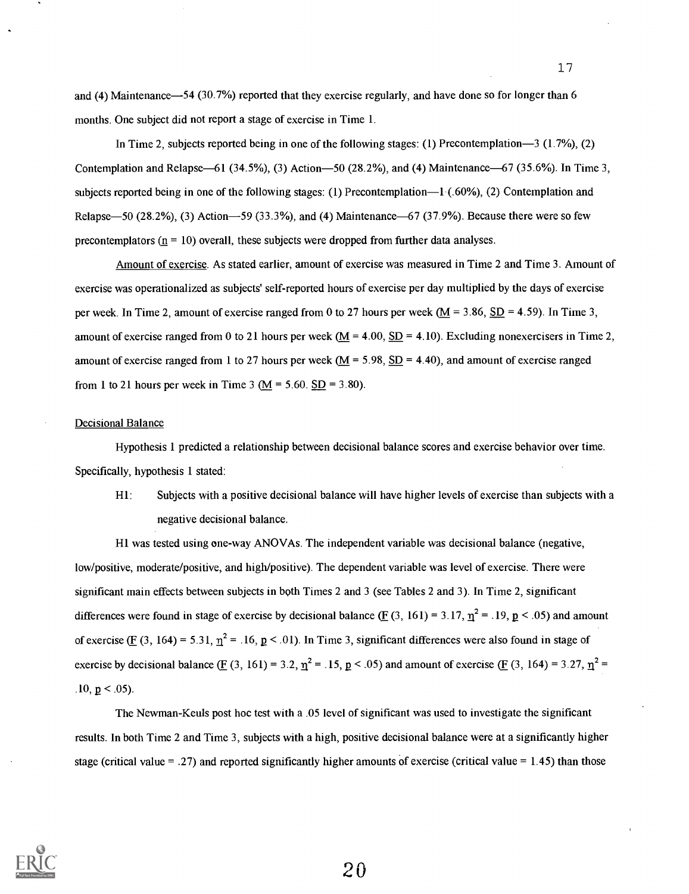and (4) Maintenance—54 (30.7%) reported that they exercise regularly, and have done so for longer than 6 months. One subject did not report a stage of exercise in Time 1.

In Time 2, subjects reported being in one of the following stages: (1) Precontemplation—3 (1.7%), (2) Contemplation and Relapse—61 (34.5%), (3) Action—50 (28.2%), and (4) Maintenance—67 (35.6%). In Time 3, subjects reported being in one of the following stages: (1) Precontemplation—1 (.60%), (2) Contemplation and Relapse—50 (28.2%), (3) Action—59 (33.3%), and (4) Maintenance—67 (37.9%). Because there were so few precontemplators ($n = 10$) overall, these subjects were dropped from further data analyses.

Amount of exercise. As stated earlier, amount of exercise was measured in Time 2 and Time 3. Amount of exercise was operationalized as subjects' self-reported hours of exercise per day multiplied by the days of exercise per week. In Time 2, amount of exercise ranged from 0 to 27 hours per week ($M = 3.86$, $SD = 4.59$). In Time 3, amount of exercise ranged from 0 to 21 hours per week ($M = 4.00$, $SD = 4.10$). Excluding nonexercisers in Time 2, amount of exercise ranged from 1 to 27 hours per week ($M = 5.98$, $SD = 4.40$), and amount of exercise ranged from 1 to 21 hours per week in Time 3 ($M = 5.60$. $SD = 3.80$).

## Decisional Balance

Hypothesis 1 predicted a relationship between decisional balance scores and exercise behavior over time. Specifically, hypothesis 1 stated:

> H1: Subjects with a positive decisional balance will have higher levels of exercise than subjects with a negative decisional balance.

H1 was tested using one-way ANOVAs. The independent variable was decisional balance (negative, low/positive, moderate/positive, and high/positive). The dependent variable was level of exercise. There were significant main effects between subjects in both Times 2 and 3 (see Tables 2 and 3). In Time 2, significant differences were found in stage of exercise by decisional balance ($F$ (3, 161) = 3.17, $\eta^2 = .19$, $p < .05$) and amount of exercise ($F$ (3, 164) = 5.31, $\eta^2 = .16$, $p < .01$). In Time 3, significant differences were also found in stage of exercise by decisional balance ($F$ (3, 161) = 3.2, $\eta^2 = .15$, $p < .05$) and amount of exercise ($F$ (3, 164) = 3.27, $\eta^2 = .10$, $p < .05$).

The Newman-Keuls post hoc test with a .05 level of significant was used to investigate the significant results. In both Time 2 and Time 3, subjects with a high, positive decisional balance were at a significantly higher stage (critical value = .27) and reported significantly higher amounts of exercise (critical value = 1.45) than those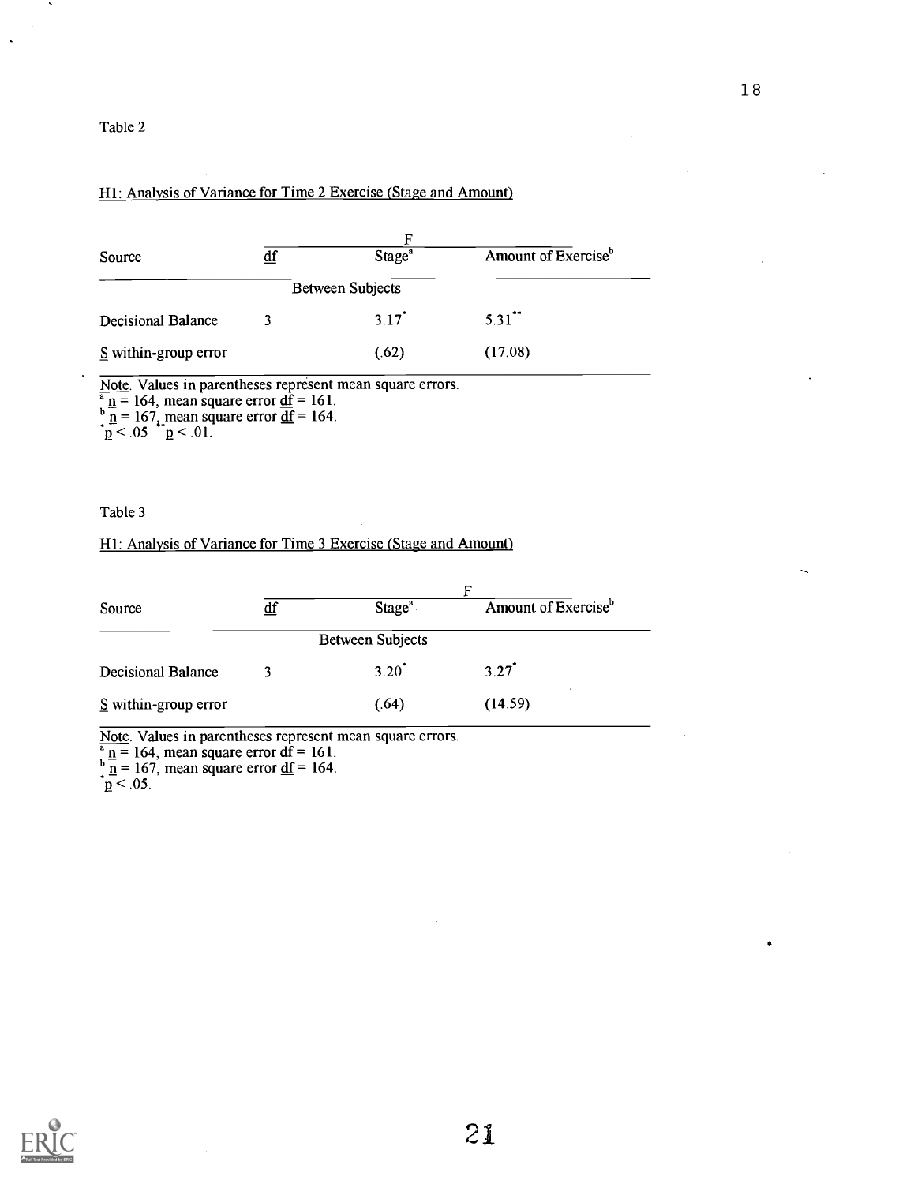Table 2

H1: Analysis of Variance for Time 2 Exercise (Stage and Amount)

| Source | df | F | |
|---|---|---|---|
| | | Stage[a] | Amount of Exercise[b] |
| | | Between Subjects | |
| Decisional Balance | 3 | 3.17* | 5.31** |
| S within-group error | | (.62) | (17.08) |

Note. Values in parentheses represent mean square errors.
[a] $n = 164$, mean square error $df = 161$.
[b] $n = 167$, mean square error $df = 164$.
*$p < .05$ **$p < .01$.

Table 3

H1: Analysis of Variance for Time 3 Exercise (Stage and Amount)

| Source | df | F | |
|---|---|---|---|
| | | Stage[a] | Amount of Exercise[b] |
| | | Between Subjects | |
| Decisional Balance | 3 | 3.20* | 3.27* |
| S within-group error | | (.64) | (14.59) |

Note. Values in parentheses represent mean square errors.
[a] $n = 164$, mean square error $df = 161$.
[b] $n = 167$, mean square error $df = 164$.
*$p < .05$.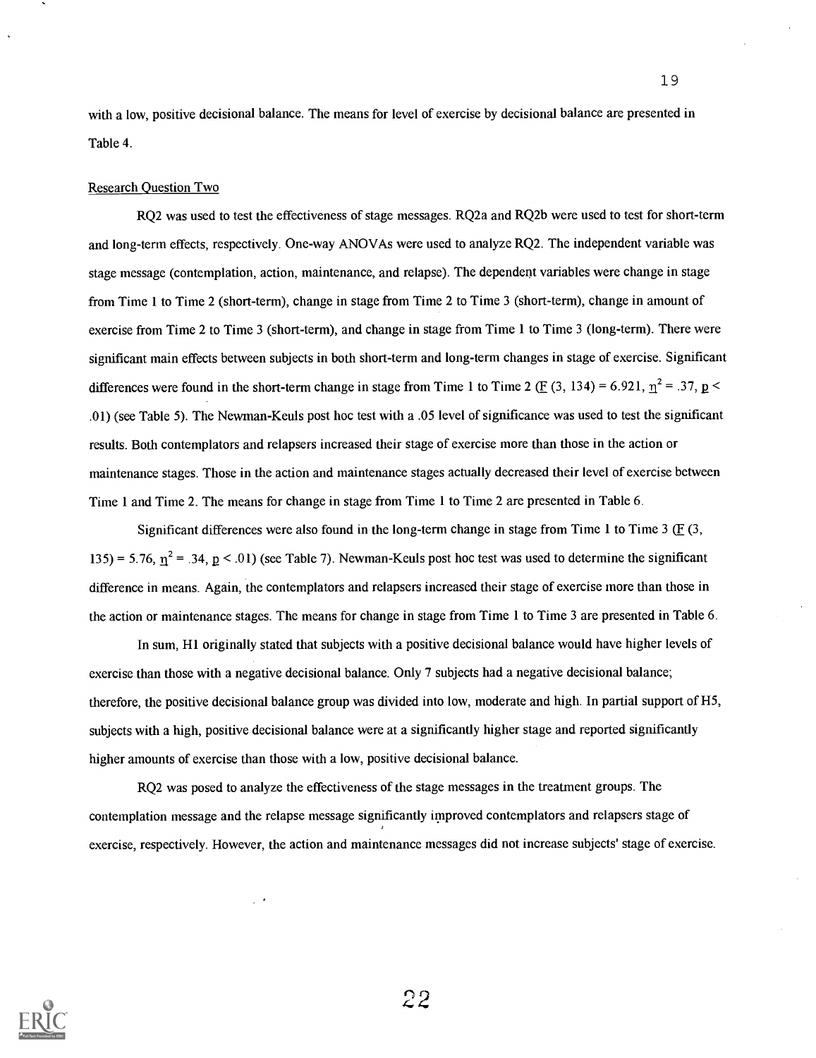with a low, positive decisional balance. The means for level of exercise by decisional balance are presented in Table 4.

Research Question Two

RQ2 was used to test the effectiveness of stage messages. RQ2a and RQ2b were used to test for short-term and long-term effects, respectively. One-way ANOVAs were used to analyze RQ2. The independent variable was stage message (contemplation, action, maintenance, and relapse). The dependent variables were change in stage from Time 1 to Time 2 (short-term), change in stage from Time 2 to Time 3 (short-term), change in amount of exercise from Time 2 to Time 3 (short-term), and change in stage from Time 1 to Time 3 (long-term). There were significant main effects between subjects in both short-term and long-term changes in stage of exercise. Significant differences were found in the short-term change in stage from Time 1 to Time 2 ($F$ (3, 134) = 6.921, $\eta^2 = .37$, $p < .01$) (see Table 5). The Newman-Keuls post hoc test with a .05 level of significance was used to test the significant results. Both contemplators and relapsers increased their stage of exercise more than those in the action or maintenance stages. Those in the action and maintenance stages actually decreased their level of exercise between Time 1 and Time 2. The means for change in stage from Time 1 to Time 2 are presented in Table 6.

Significant differences were also found in the long-term change in stage from Time 1 to Time 3 ($F$ (3, 135) = 5.76, $\eta^2 = .34$, $p < .01$) (see Table 7). Newman-Keuls post hoc test was used to determine the significant difference in means. Again, the contemplators and relapsers increased their stage of exercise more than those in the action or maintenance stages. The means for change in stage from Time 1 to Time 3 are presented in Table 6.

In sum, H1 originally stated that subjects with a positive decisional balance would have higher levels of exercise than those with a negative decisional balance. Only 7 subjects had a negative decisional balance; therefore, the positive decisional balance group was divided into low, moderate and high. In partial support of H5, subjects with a high, positive decisional balance were at a significantly higher stage and reported significantly higher amounts of exercise than those with a low, positive decisional balance.

RQ2 was posed to analyze the effectiveness of the stage messages in the treatment groups. The contemplation message and the relapse message significantly improved contemplators and relapsers stage of exercise, respectively. However, the action and maintenance messages did not increase subjects' stage of exercise.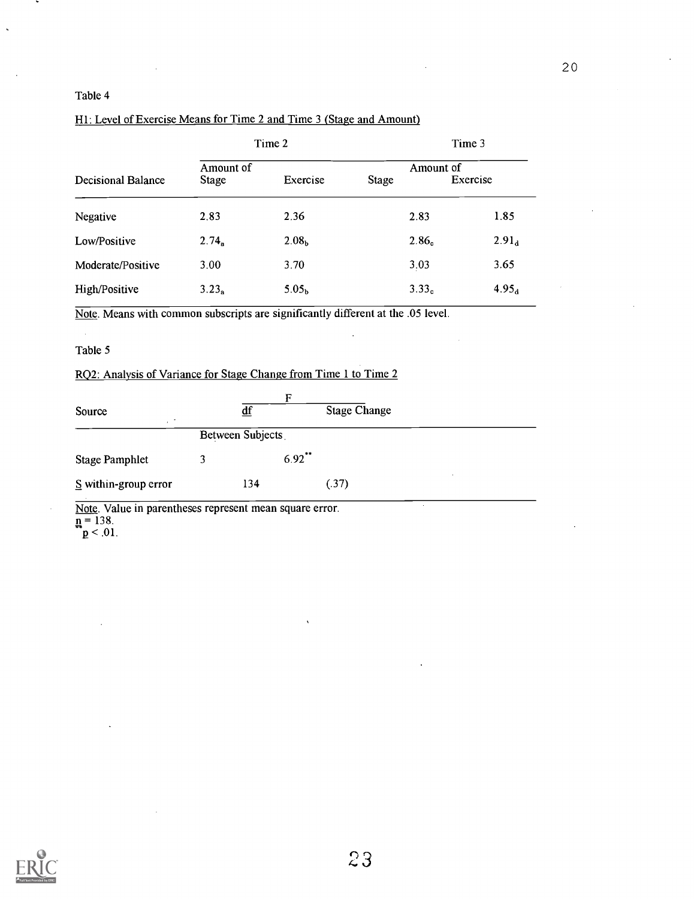Table 4

H1: Level of Exercise Means for Time 2 and Time 3 (Stage and Amount)

| | Time 2 | | Time 3 | |
|---|---|---|---|---|
| Decisional Balance | Stage | Amount of Exercise | Stage | Amount of Exercise |
| Negative | 2.83 | 2.36 | 2.83 | 1.85 |
| Low/Positive | $2.74_a$ | $2.08_b$ | $2.86_c$ | $2.91_d$ |
| Moderate/Positive | 3.00 | 3.70 | 3.03 | 3.65 |
| High/Positive | $3.23_a$ | $5.05_b$ | $3.33_c$ | $4.95_d$ |

Note. Means with common subscripts are significantly different at the .05 level.

Table 5

RQ2: Analysis of Variance for Stage Change from Time 1 to Time 2

| Source | df | F Stage Change |
|---|---|---|
| Between Subjects | | |
| Stage Pamphlet | 3 | 6.92** |
| S within-group error | 134 | (.37) |

Note. Value in parentheses represent mean square error.
$n = 138$.
** $p < .01$.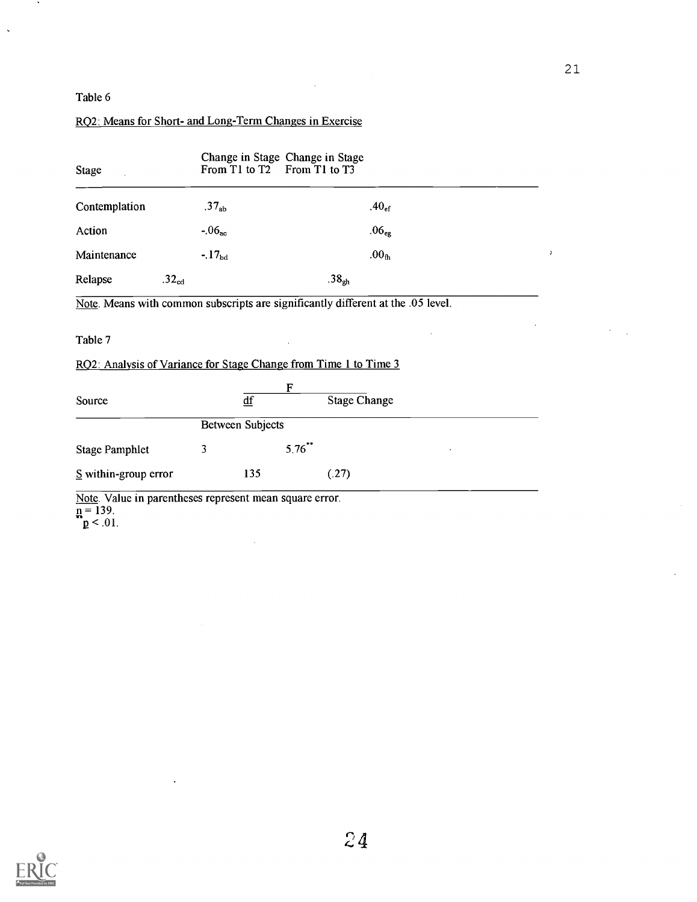Table 6

RQ2: Means for Short- and Long-Term Changes in Exercise

| Stage | Change in Stage From T1 to T2 | Change in Stage From T1 to T3 |
|---|---|---|
| Contemplation | $.37_{ab}$ | $.40_{ef}$ |
| Action | $-.06_{ac}$ | $.06_{eg}$ |
| Maintenance | $-.17_{bd}$ | $.00_{fh}$ |
| Relapse | $.32_{cd}$ | $.38_{gh}$ |

Note. Means with common subscripts are significantly different at the .05 level.

Table 7

RQ2: Analysis of Variance for Stage Change from Time 1 to Time 3

| Source | df | F Stage Change |
|---|---|---|
| | Between Subjects | |
| Stage Pamphlet | 3 | $5.76^{**}$ |
| S within-group error | 135 | (.27) |

Note. Value in parentheses represent mean square error.
$n = 139$.
$^{**}p < .01$.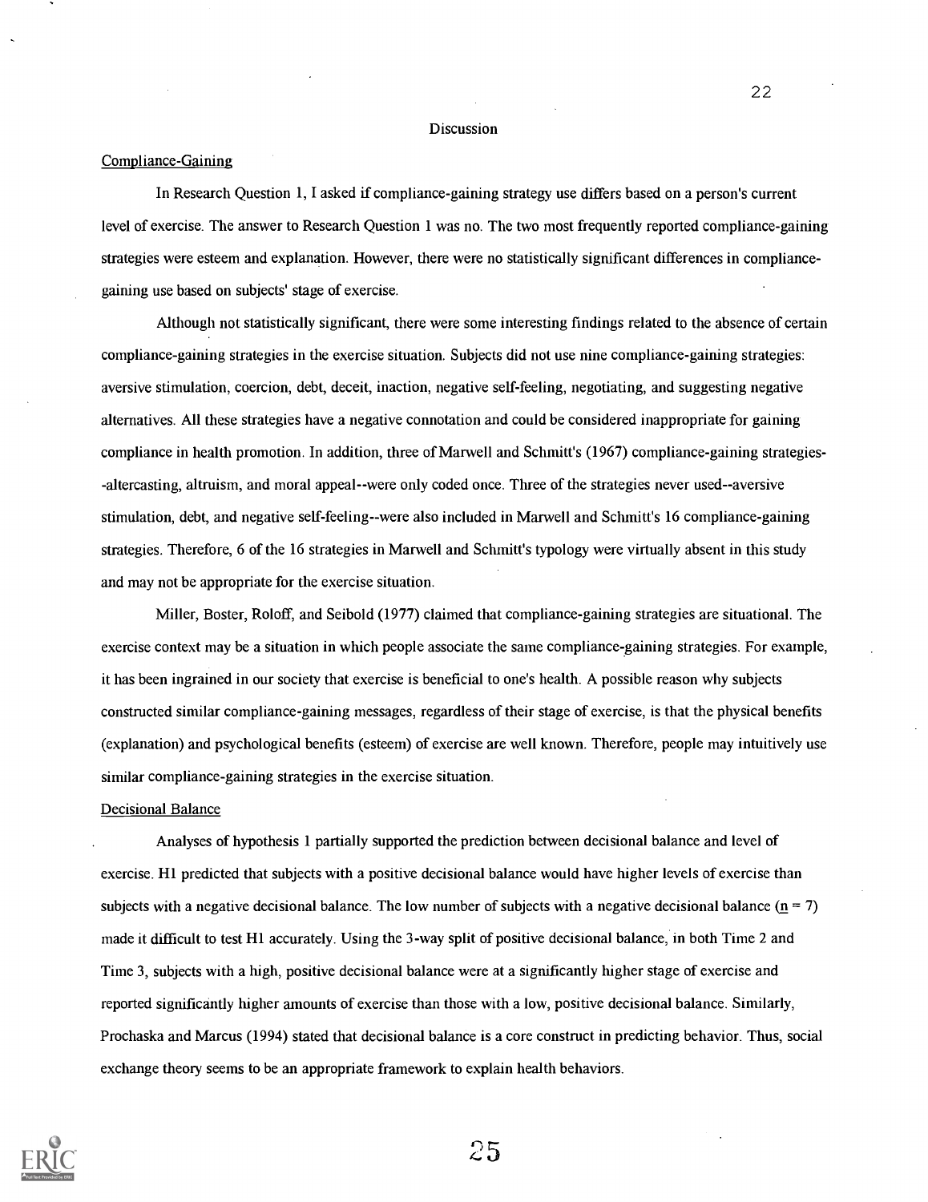# Discussion

## Compliance-Gaining

In Research Question 1, I asked if compliance-gaining strategy use differs based on a person's current level of exercise. The answer to Research Question 1 was no. The two most frequently reported compliance-gaining strategies were esteem and explanation. However, there were no statistically significant differences in compliance-gaining use based on subjects' stage of exercise.

Although not statistically significant, there were some interesting findings related to the absence of certain compliance-gaining strategies in the exercise situation. Subjects did not use nine compliance-gaining strategies: aversive stimulation, coercion, debt, deceit, inaction, negative self-feeling, negotiating, and suggesting negative alternatives. All these strategies have a negative connotation and could be considered inappropriate for gaining compliance in health promotion. In addition, three of Marwell and Schmitt's (1967) compliance-gaining strategies--altercasting, altruism, and moral appeal--were only coded once. Three of the strategies never used--aversive stimulation, debt, and negative self-feeling--were also included in Marwell and Schmitt's 16 compliance-gaining strategies. Therefore, 6 of the 16 strategies in Marwell and Schmitt's typology were virtually absent in this study and may not be appropriate for the exercise situation.

Miller, Boster, Roloff, and Seibold (1977) claimed that compliance-gaining strategies are situational. The exercise context may be a situation in which people associate the same compliance-gaining strategies. For example, it has been ingrained in our society that exercise is beneficial to one's health. A possible reason why subjects constructed similar compliance-gaining messages, regardless of their stage of exercise, is that the physical benefits (explanation) and psychological benefits (esteem) of exercise are well known. Therefore, people may intuitively use similar compliance-gaining strategies in the exercise situation.

## Decisional Balance

Analyses of hypothesis 1 partially supported the prediction between decisional balance and level of exercise. H1 predicted that subjects with a positive decisional balance would have higher levels of exercise than subjects with a negative decisional balance. The low number of subjects with a negative decisional balance ($n = 7$) made it difficult to test H1 accurately. Using the 3-way split of positive decisional balance, in both Time 2 and Time 3, subjects with a high, positive decisional balance were at a significantly higher stage of exercise and reported significantly higher amounts of exercise than those with a low, positive decisional balance. Similarly, Prochaska and Marcus (1994) stated that decisional balance is a core construct in predicting behavior. Thus, social exchange theory seems to be an appropriate framework to explain health behaviors.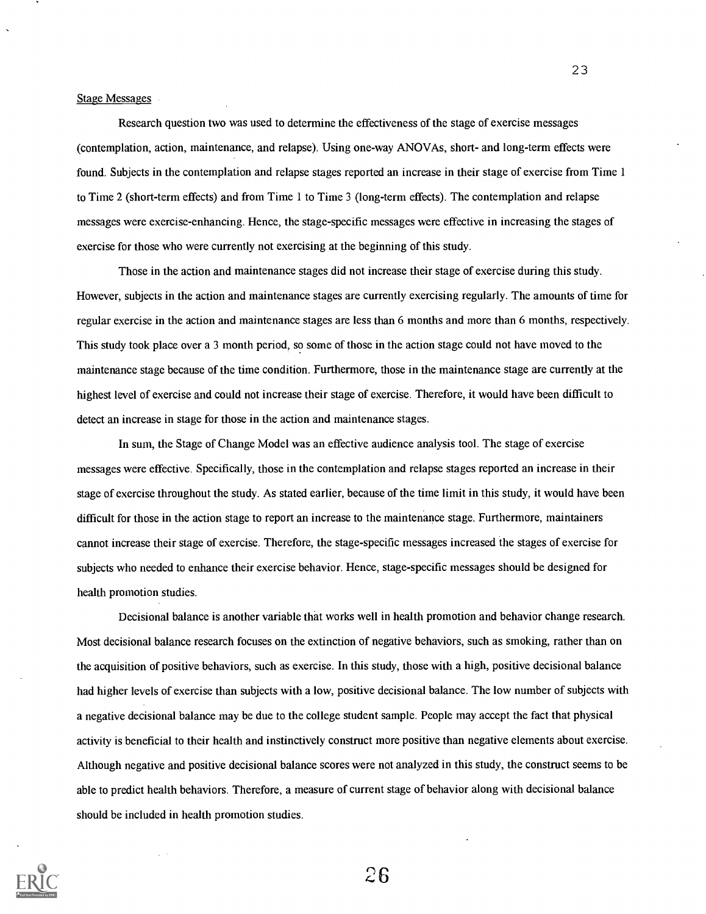Stage Messages

Research question two was used to determine the effectiveness of the stage of exercise messages (contemplation, action, maintenance, and relapse). Using one-way ANOVAs, short- and long-term effects were found. Subjects in the contemplation and relapse stages reported an increase in their stage of exercise from Time 1 to Time 2 (short-term effects) and from Time 1 to Time 3 (long-term effects). The contemplation and relapse messages were exercise-enhancing. Hence, the stage-specific messages were effective in increasing the stages of exercise for those who were currently not exercising at the beginning of this study.

Those in the action and maintenance stages did not increase their stage of exercise during this study. However, subjects in the action and maintenance stages are currently exercising regularly. The amounts of time for regular exercise in the action and maintenance stages are less than 6 months and more than 6 months, respectively. This study took place over a 3 month period, so some of those in the action stage could not have moved to the maintenance stage because of the time condition. Furthermore, those in the maintenance stage are currently at the highest level of exercise and could not increase their stage of exercise. Therefore, it would have been difficult to detect an increase in stage for those in the action and maintenance stages.

In sum, the Stage of Change Model was an effective audience analysis tool. The stage of exercise messages were effective. Specifically, those in the contemplation and relapse stages reported an increase in their stage of exercise throughout the study. As stated earlier, because of the time limit in this study, it would have been difficult for those in the action stage to report an increase to the maintenance stage. Furthermore, maintainers cannot increase their stage of exercise. Therefore, the stage-specific messages increased the stages of exercise for subjects who needed to enhance their exercise behavior. Hence, stage-specific messages should be designed for health promotion studies.

Decisional balance is another variable that works well in health promotion and behavior change research. Most decisional balance research focuses on the extinction of negative behaviors, such as smoking, rather than on the acquisition of positive behaviors, such as exercise. In this study, those with a high, positive decisional balance had higher levels of exercise than subjects with a low, positive decisional balance. The low number of subjects with a negative decisional balance may be due to the college student sample. People may accept the fact that physical activity is beneficial to their health and instinctively construct more positive than negative elements about exercise. Although negative and positive decisional balance scores were not analyzed in this study, the construct seems to be able to predict health behaviors. Therefore, a measure of current stage of behavior along with decisional balance should be included in health promotion studies.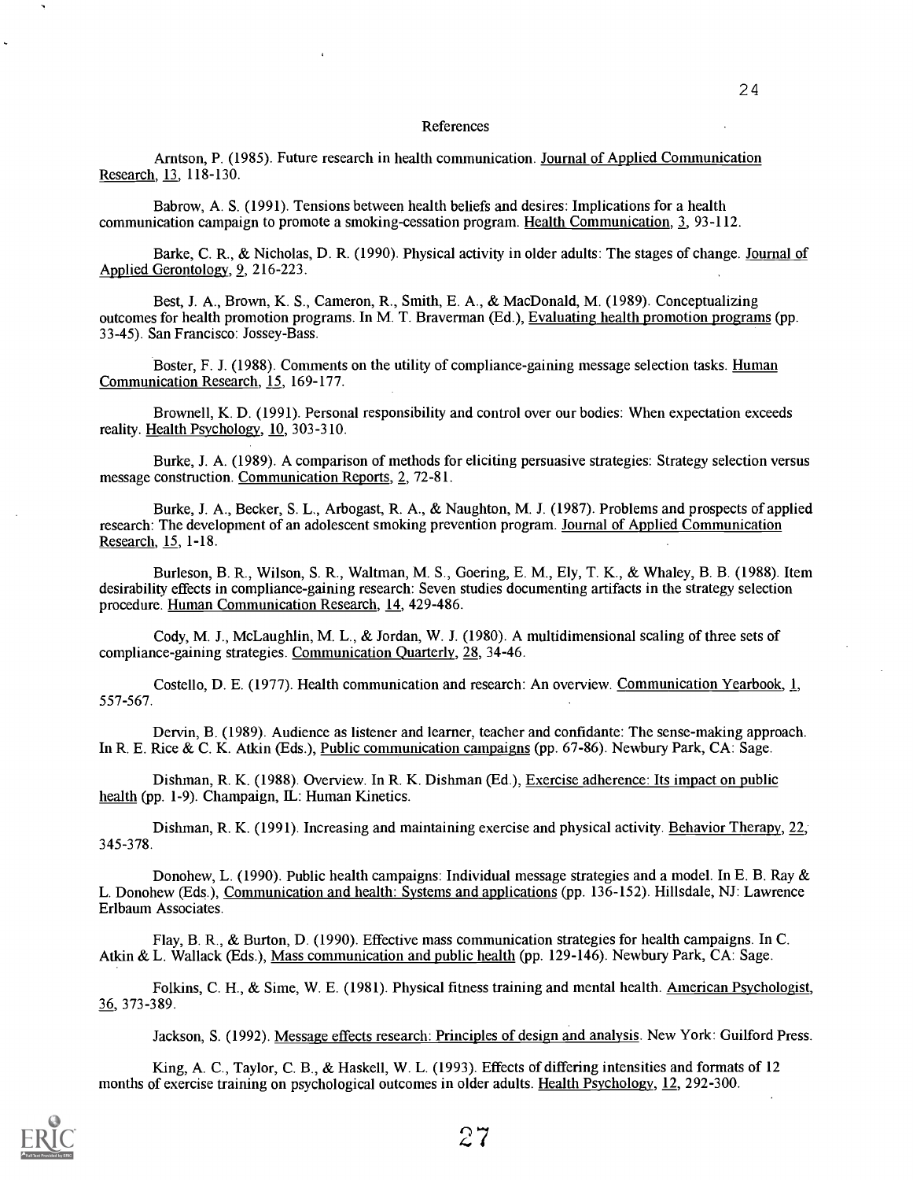# References

Arntson, P. (1985). Future research in health communication. Journal of Applied Communication Research, 13, 118-130.

Babrow, A. S. (1991). Tensions between health beliefs and desires: Implications for a health communication campaign to promote a smoking-cessation program. Health Communication, 3, 93-112.

Barke, C. R., & Nicholas, D. R. (1990). Physical activity in older adults: The stages of change. Journal of Applied Gerontology, 9, 216-223.

Best, J. A., Brown, K. S., Cameron, R., Smith, E. A., & MacDonald, M. (1989). Conceptualizing outcomes for health promotion programs. In M. T. Braverman (Ed.), Evaluating health promotion programs (pp. 33-45). San Francisco: Jossey-Bass.

Boster, F. J. (1988). Comments on the utility of compliance-gaining message selection tasks. Human Communication Research, 15, 169-177.

Brownell, K. D. (1991). Personal responsibility and control over our bodies: When expectation exceeds reality. Health Psychology, 10, 303-310.

Burke, J. A. (1989). A comparison of methods for eliciting persuasive strategies: Strategy selection versus message construction. Communication Reports, 2, 72-81.

Burke, J. A., Becker, S. L., Arbogast, R. A., & Naughton, M. J. (1987). Problems and prospects of applied research: The development of an adolescent smoking prevention program. Journal of Applied Communication Research, 15, 1-18.

Burleson, B. R., Wilson, S. R., Waltman, M. S., Goering, E. M., Ely, T. K., & Whaley, B. B. (1988). Item desirability effects in compliance-gaining research: Seven studies documenting artifacts in the strategy selection procedure. Human Communication Research, 14, 429-486.

Cody, M. J., McLaughlin, M. L., & Jordan, W. J. (1980). A multidimensional scaling of three sets of compliance-gaining strategies. Communication Quarterly, 28, 34-46.

Costello, D. E. (1977). Health communication and research: An overview. Communication Yearbook, 1, 557-567.

Dervin, B. (1989). Audience as listener and learner, teacher and confidante: The sense-making approach. In R. E. Rice & C. K. Atkin (Eds.), Public communication campaigns (pp. 67-86). Newbury Park, CA: Sage.

Dishman, R. K. (1988). Overview. In R. K. Dishman (Ed.), Exercise adherence: Its impact on public health (pp. 1-9). Champaign, IL: Human Kinetics.

Dishman, R. K. (1991). Increasing and maintaining exercise and physical activity. Behavior Therapy, 22, 345-378.

Donohew, L. (1990). Public health campaigns: Individual message strategies and a model. In E. B. Ray & L. Donohew (Eds.), Communication and health: Systems and applications (pp. 136-152). Hillsdale, NJ: Lawrence Erlbaum Associates.

Flay, B. R., & Burton, D. (1990). Effective mass communication strategies for health campaigns. In C. Atkin & L. Wallack (Eds.), Mass communication and public health (pp. 129-146). Newbury Park, CA: Sage.

Folkins, C. H., & Sime, W. E. (1981). Physical fitness training and mental health. American Psychologist, 36, 373-389.

Jackson, S. (1992). Message effects research: Principles of design and analysis. New York: Guilford Press.

King, A. C., Taylor, C. B., & Haskell, W. L. (1993). Effects of differing intensities and formats of 12 months of exercise training on psychological outcomes in older adults. Health Psychology, 12, 292-300.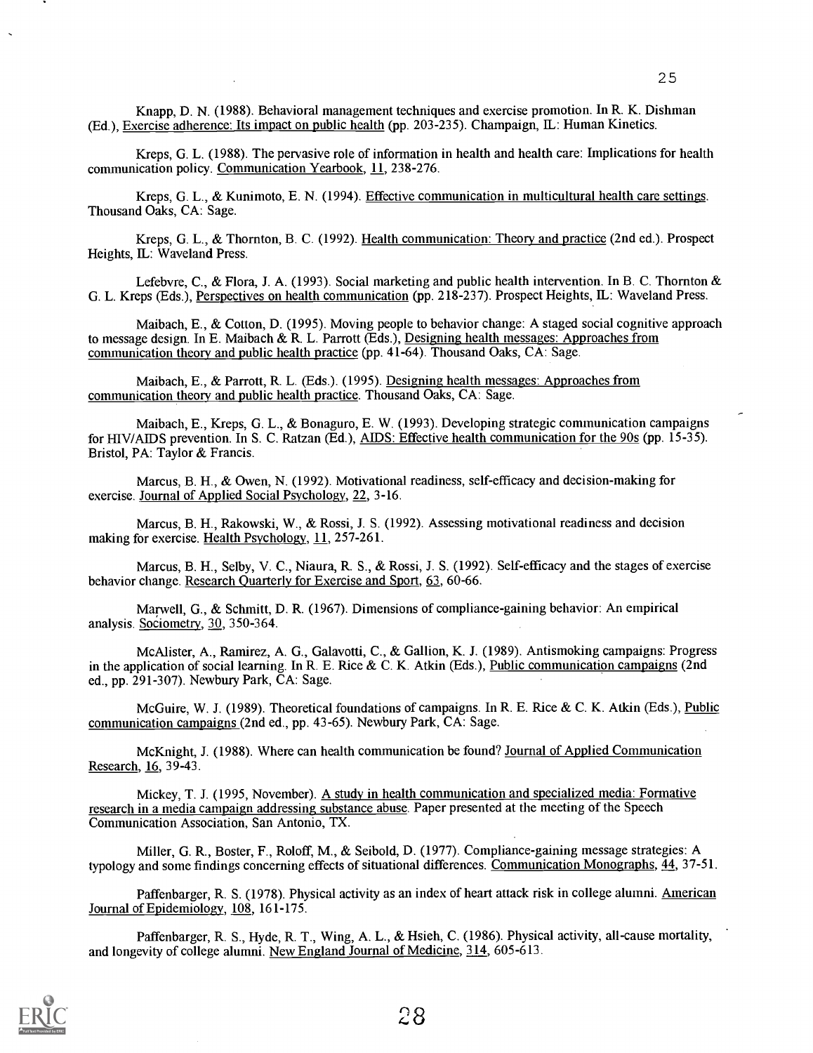Knapp, D. N. (1988). Behavioral management techniques and exercise promotion. In R. K. Dishman (Ed.), Exercise adherence: Its impact on public health (pp. 203-235). Champaign, IL: Human Kinetics.

Kreps, G. L. (1988). The pervasive role of information in health and health care: Implications for health communication policy. Communication Yearbook, 11, 238-276.

Kreps, G. L., & Kunimoto, E. N. (1994). Effective communication in multicultural health care settings. Thousand Oaks, CA: Sage.

Kreps, G. L., & Thornton, B. C. (1992). Health communication: Theory and practice (2nd ed.). Prospect Heights, IL: Waveland Press.

Lefebvre, C., & Flora, J. A. (1993). Social marketing and public health intervention. In B. C. Thornton & G. L. Kreps (Eds.), Perspectives on health communication (pp. 218-237). Prospect Heights, IL: Waveland Press.

Maibach, E., & Cotton, D. (1995). Moving people to behavior change: A staged social cognitive approach to message design. In E. Maibach & R. L. Parrott (Eds.), Designing health messages: Approaches from communication theory and public health practice (pp. 41-64). Thousand Oaks, CA: Sage.

Maibach, E., & Parrott, R. L. (Eds.). (1995). Designing health messages: Approaches from communication theory and public health practice. Thousand Oaks, CA: Sage.

Maibach, E., Kreps, G. L., & Bonaguro, E. W. (1993). Developing strategic communication campaigns for HIV/AIDS prevention. In S. C. Ratzan (Ed.), AIDS: Effective health communication for the 90s (pp. 15-35). Bristol, PA: Taylor & Francis.

Marcus, B. H., & Owen, N. (1992). Motivational readiness, self-efficacy and decision-making for exercise. Journal of Applied Social Psychology, 22, 3-16.

Marcus, B. H., Rakowski, W., & Rossi, J. S. (1992). Assessing motivational readiness and decision making for exercise. Health Psychology, 11, 257-261.

Marcus, B. H., Selby, V. C., Niaura, R. S., & Rossi, J. S. (1992). Self-efficacy and the stages of exercise behavior change. Research Quarterly for Exercise and Sport, 63, 60-66.

Marwell, G., & Schmitt, D. R. (1967). Dimensions of compliance-gaining behavior: An empirical analysis. Sociometry, 30, 350-364.

McAlister, A., Ramirez, A. G., Galavotti, C., & Gallion, K. J. (1989). Antismoking campaigns: Progress in the application of social learning. In R. E. Rice & C. K. Atkin (Eds.), Public communication campaigns (2nd ed., pp. 291-307). Newbury Park, CA: Sage.

McGuire, W. J. (1989). Theoretical foundations of campaigns. In R. E. Rice & C. K. Atkin (Eds.), Public communication campaigns (2nd ed., pp. 43-65). Newbury Park, CA: Sage.

McKnight, J. (1988). Where can health communication be found? Journal of Applied Communication Research, 16, 39-43.

Mickey, T. J. (1995, November). A study in health communication and specialized media: Formative research in a media campaign addressing substance abuse. Paper presented at the meeting of the Speech Communication Association, San Antonio, TX.

Miller, G. R., Boster, F., Roloff, M., & Seibold, D. (1977). Compliance-gaining message strategies: A typology and some findings concerning effects of situational differences. Communication Monographs, 44, 37-51.

Paffenbarger, R. S. (1978). Physical activity as an index of heart attack risk in college alumni. American Journal of Epidemiology, 108, 161-175.

Paffenbarger, R. S., Hyde, R. T., Wing, A. L., & Hsieh, C. (1986). Physical activity, all-cause mortality, and longevity of college alumni. New England Journal of Medicine, 314, 605-613.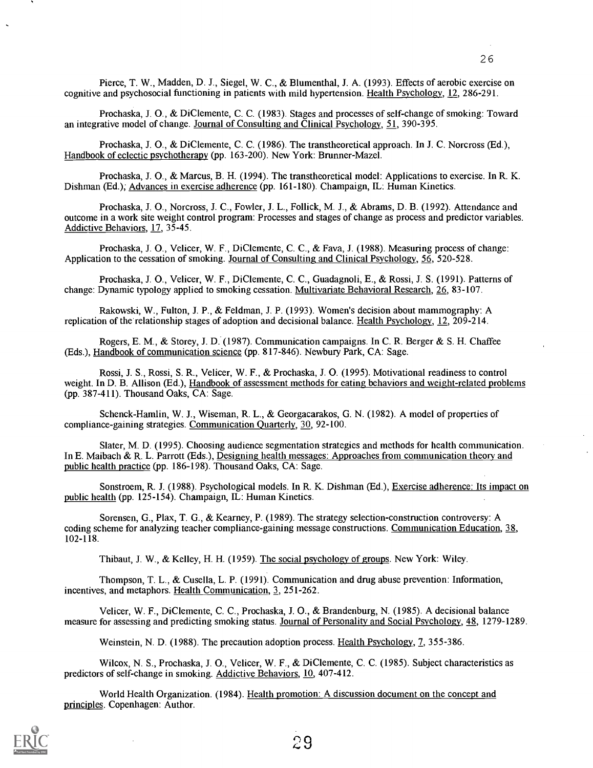Pierce, T. W., Madden, D. J., Siegel, W. C., & Blumenthal, J. A. (1993). Effects of aerobic exercise on cognitive and psychosocial functioning in patients with mild hypertension. Health Psychology, 12, 286-291.

Prochaska, J. O., & DiClemente, C. C. (1983). Stages and processes of self-change of smoking: Toward an integrative model of change. Journal of Consulting and Clinical Psychology, 51, 390-395.

Prochaska, J. O., & DiClemente, C. C. (1986). The transtheoretical approach. In J. C. Norcross (Ed.), Handbook of eclectic psychotherapy (pp. 163-200). New York: Brunner-Mazel.

Prochaska, J. O., & Marcus, B. H. (1994). The transtheoretical model: Applications to exercise. In R. K. Dishman (Ed.); Advances in exercise adherence (pp. 161-180). Champaign, IL: Human Kinetics.

Prochaska, J. O., Norcross, J. C., Fowler, J. L., Follick, M. J., & Abrams, D. B. (1992). Attendance and outcome in a work site weight control program: Processes and stages of change as process and predictor variables. Addictive Behaviors, 17, 35-45.

Prochaska, J. O., Velicer, W. F., DiClemente, C. C., & Fava, J. (1988). Measuring process of change: Application to the cessation of smoking. Journal of Consulting and Clinical Psychology, 56, 520-528.

Prochaska, J. O., Velicer, W. F., DiClemente, C. C., Guadagnoli, E., & Rossi, J. S. (1991). Patterns of change: Dynamic typology applied to smoking cessation. Multivariate Behavioral Research, 26, 83-107.

Rakowski, W., Fulton, J. P., & Feldman, J. P. (1993). Women's decision about mammography: A replication of the relationship stages of adoption and decisional balance. Health Psychology, 12, 209-214.

Rogers, E. M., & Storey, J. D. (1987). Communication campaigns. In C. R. Berger & S. H. Chaffee (Eds.), Handbook of communication science (pp. 817-846). Newbury Park, CA: Sage.

Rossi, J. S., Rossi, S. R., Velicer, W. F., & Prochaska, J. O. (1995). Motivational readiness to control weight. In D. B. Allison (Ed.), Handbook of assessment methods for eating behaviors and weight-related problems (pp. 387-411). Thousand Oaks, CA: Sage.

Schenck-Hamlin, W. J., Wiseman, R. L., & Georgacarakos, G. N. (1982). A model of properties of compliance-gaining strategies. Communication Quarterly, 30, 92-100.

Slater, M. D. (1995). Choosing audience segmentation strategies and methods for health communication. In E. Maibach & R. L. Parrott (Eds.), Designing health messages: Approaches from communication theory and public health practice (pp. 186-198). Thousand Oaks, CA: Sage.

Sonstroem, R. J. (1988). Psychological models. In R. K. Dishman (Ed.), Exercise adherence: Its impact on public health (pp. 125-154). Champaign, IL: Human Kinetics.

Sorensen, G., Plax, T. G., & Kearney, P. (1989). The strategy selection-construction controversy: A coding scheme for analyzing teacher compliance-gaining message constructions. Communication Education, 38, 102-118.

Thibaut, J. W., & Kelley, H. H. (1959). The social psychology of groups. New York: Wiley.

Thompson, T. L., & Cusella, L. P. (1991). Communication and drug abuse prevention: Information, incentives, and metaphors. Health Communication, 3, 251-262.

Velicer, W. F., DiClemente, C. C., Prochaska, J. O., & Brandenburg, N. (1985). A decisional balance measure for assessing and predicting smoking status. Journal of Personality and Social Psychology, 48, 1279-1289.

Weinstein, N. D. (1988). The precaution adoption process. Health Psychology, 7, 355-386.

Wilcox, N. S., Prochaska, J. O., Velicer, W. F., & DiClemente, C. C. (1985). Subject characteristics as predictors of self-change in smoking. Addictive Behaviors, 10, 407-412.

World Health Organization. (1984). Health promotion: A discussion document on the concept and principles. Copenhagen: Author.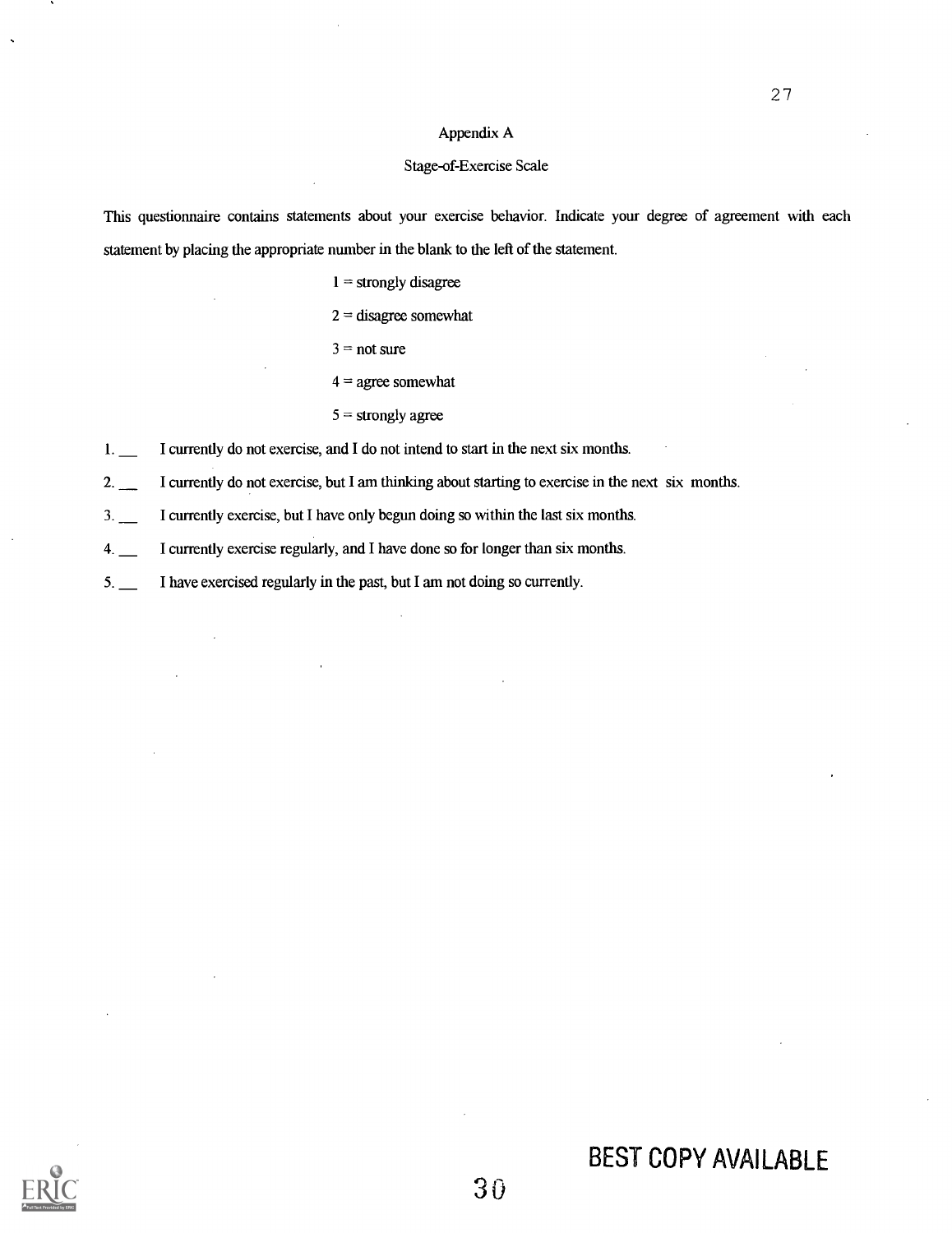## Appendix A

### Stage-of-Exercise Scale

This questionnaire contains statements about your exercise behavior. Indicate your degree of agreement with each statement by placing the appropriate number in the blank to the left of the statement.

1 = strongly disagree

2 = disagree somewhat

3 = not sure

4 = agree somewhat

5 = strongly agree

1. ___ I currently do not exercise, and I do not intend to start in the next six months.
2. ___ I currently do not exercise, but I am thinking about starting to exercise in the next six months.
3. ___ I currently exercise, but I have only begun doing so within the last six months.
4. ___ I currently exercise regularly, and I have done so for longer than six months.
5. ___ I have exercised regularly in the past, but I am not doing so currently.

BEST COPY AVAILABLE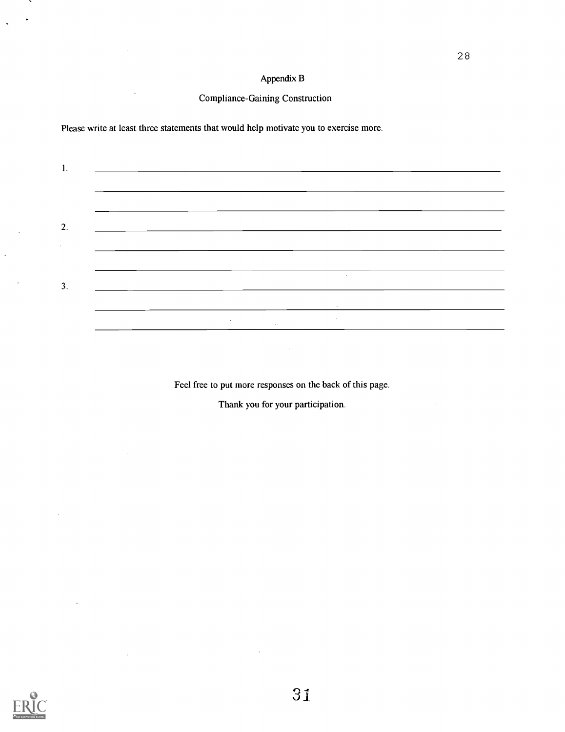## Appendix B

### Compliance-Gaining Construction

Please write at least three statements that would help motivate you to exercise more.

1. ______________________________________________________________

______________________________________________________________

______________________________________________________________

2. ______________________________________________________________

______________________________________________________________

______________________________________________________________

3. ______________________________________________________________

______________________________________________________________

______________________________________________________________

Feel free to put more responses on the back of this page.

Thank you for your participation.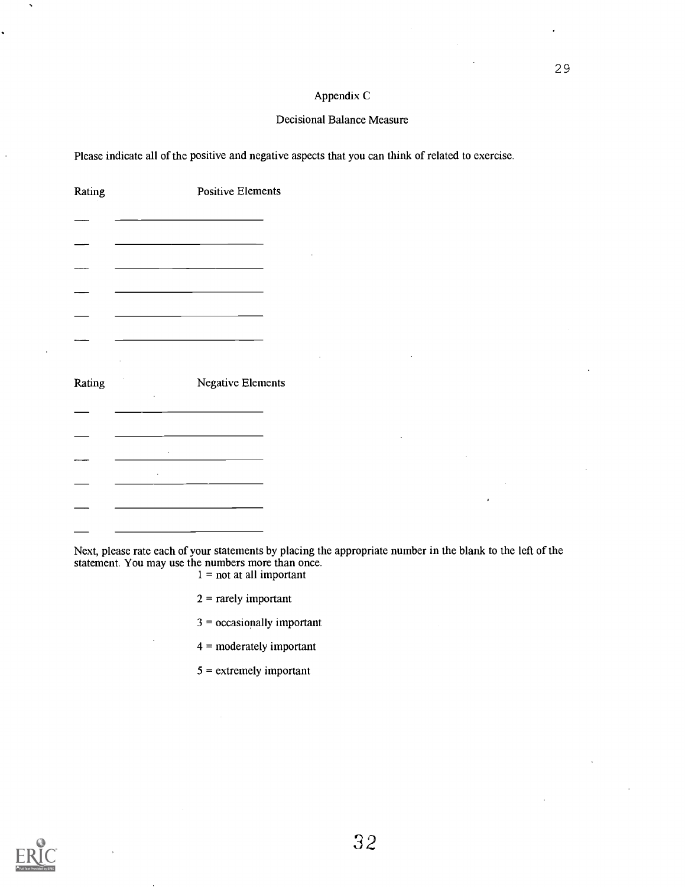# Appendix C

## Decisional Balance Measure

Please indicate all of the positive and negative aspects that you can think of related to exercise.

| Rating | Positive Elements |
|---|---|
| ___ | ____________________ |
| ___ | ____________________ |
| ___ | ____________________ |
| ___ | ____________________ |
| ___ | ____________________ |
| ___ | ____________________ |

| Rating | Negative Elements |
|---|---|
| ___ | ____________________ |
| ___ | ____________________ |
| ___ | ____________________ |
| ___ | ____________________ |
| ___ | ____________________ |
| ___ | ____________________ |

Next, please rate each of your statements by placing the appropriate number in the blank to the left of the statement. You may use the numbers more than once.

1 = not at all important

2 = rarely important

3 = occasionally important

4 = moderately important

5 = extremely important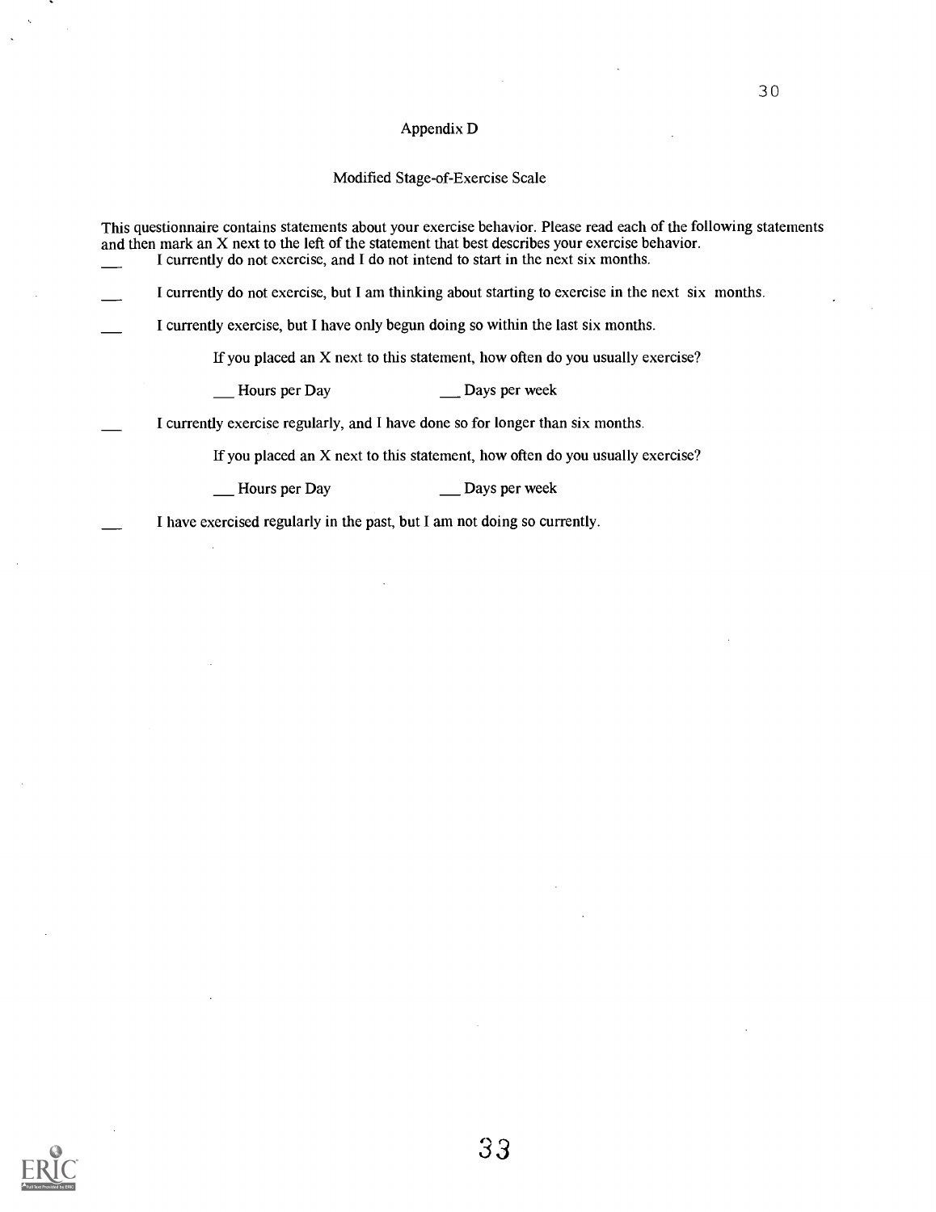## Appendix D

### Modified Stage-of-Exercise Scale

This questionnaire contains statements about your exercise behavior. Please read each of the following statements and then mark an X next to the left of the statement that best describes your exercise behavior.

___ I currently do not exercise, and I do not intend to start in the next six months.

___ I currently do not exercise, but I am thinking about starting to exercise in the next six months.

___ I currently exercise, but I have only begun doing so within the last six months.

If you placed an X next to this statement, how often do you usually exercise?

___ Hours per Day ___ Days per week

___ I currently exercise regularly, and I have done so for longer than six months.

If you placed an X next to this statement, how often do you usually exercise?

___ Hours per Day ___ Days per week

___ I have exercised regularly in the past, but I am not doing so currently.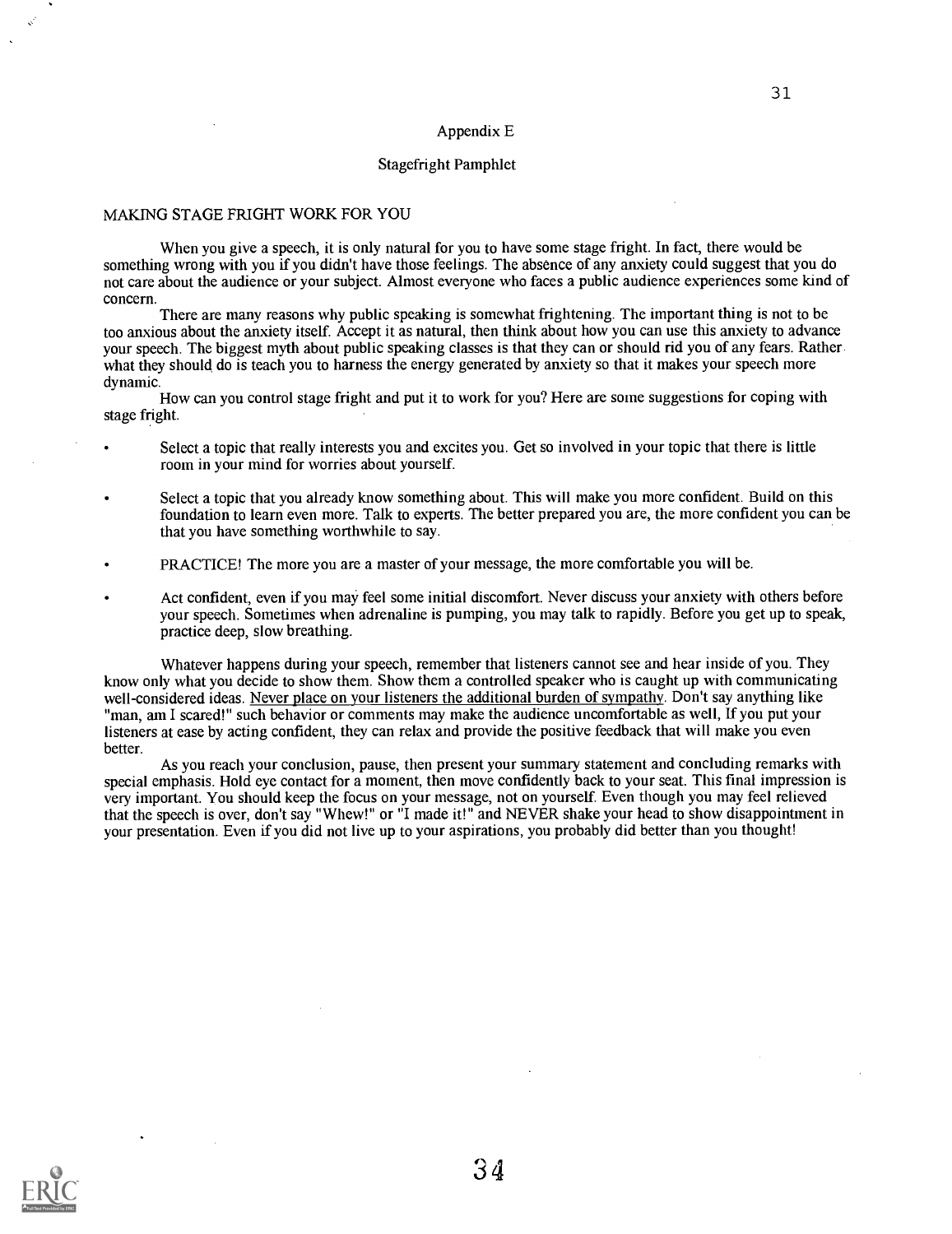## Appendix E

### Stagefright Pamphlet

MAKING STAGE FRIGHT WORK FOR YOU

When you give a speech, it is only natural for you to have some stage fright. In fact, there would be something wrong with you if you didn't have those feelings. The absence of any anxiety could suggest that you do not care about the audience or your subject. Almost everyone who faces a public audience experiences some kind of concern.

There are many reasons why public speaking is somewhat frightening. The important thing is not to be too anxious about the anxiety itself. Accept it as natural, then think about how you can use this anxiety to advance your speech. The biggest myth about public speaking classes is that they can or should rid you of any fears. Rather what they should do is teach you to harness the energy generated by anxiety so that it makes your speech more dynamic.

How can you control stage fright and put it to work for you? Here are some suggestions for coping with stage fright.

- Select a topic that really interests you and excites you. Get so involved in your topic that there is little room in your mind for worries about yourself.
- Select a topic that you already know something about. This will make you more confident. Build on this foundation to learn even more. Talk to experts. The better prepared you are, the more confident you can be that you have something worthwhile to say.
- PRACTICE! The more you are a master of your message, the more comfortable you will be.
- Act confident, even if you may feel some initial discomfort. Never discuss your anxiety with others before your speech. Sometimes when adrenaline is pumping, you may talk to rapidly. Before you get up to speak, practice deep, slow breathing.

Whatever happens during your speech, remember that listeners cannot see and hear inside of you. They know only what you decide to show them. Show them a controlled speaker who is caught up with communicating well-considered ideas. <u>Never place on your listeners the additional burden of sympathy</u>. Don't say anything like "man, am I scared!" such behavior or comments may make the audience uncomfortable as well, If you put your listeners at ease by acting confident, they can relax and provide the positive feedback that will make you even better.

As you reach your conclusion, pause, then present your summary statement and concluding remarks with special emphasis. Hold eye contact for a moment, then move confidently back to your seat. This final impression is very important. You should keep the focus on your message, not on yourself. Even though you may feel relieved that the speech is over, don't say "Whew!" or "I made it!" and NEVER shake your head to show disappointment in your presentation. Even if you did not live up to your aspirations, you probably did better than you thought!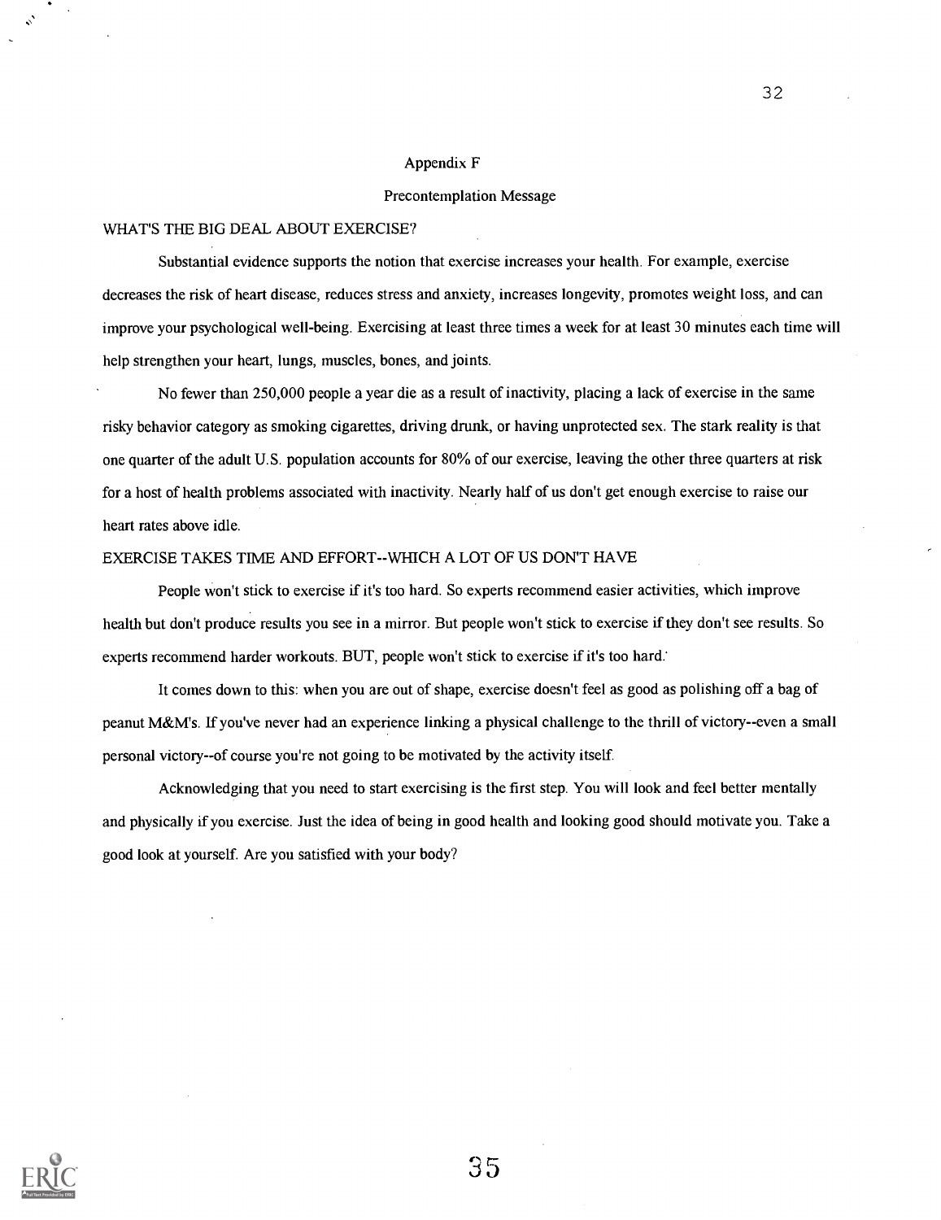# Appendix F

## Precontemplation Message

### WHAT'S THE BIG DEAL ABOUT EXERCISE?

Substantial evidence supports the notion that exercise increases your health. For example, exercise decreases the risk of heart disease, reduces stress and anxiety, increases longevity, promotes weight loss, and can improve your psychological well-being. Exercising at least three times a week for at least 30 minutes each time will help strengthen your heart, lungs, muscles, bones, and joints.

No fewer than 250,000 people a year die as a result of inactivity, placing a lack of exercise in the same risky behavior category as smoking cigarettes, driving drunk, or having unprotected sex. The stark reality is that one quarter of the adult U.S. population accounts for 80% of our exercise, leaving the other three quarters at risk for a host of health problems associated with inactivity. Nearly half of us don't get enough exercise to raise our heart rates above idle.

### EXERCISE TAKES TIME AND EFFORT--WHICH A LOT OF US DON'T HAVE

People won't stick to exercise if it's too hard. So experts recommend easier activities, which improve health but don't produce results you see in a mirror. But people won't stick to exercise if they don't see results. So experts recommend harder workouts. BUT, people won't stick to exercise if it's too hard.

It comes down to this: when you are out of shape, exercise doesn't feel as good as polishing off a bag of peanut M&M's. If you've never had an experience linking a physical challenge to the thrill of victory--even a small personal victory--of course you're not going to be motivated by the activity itself.

Acknowledging that you need to start exercising is the first step. You will look and feel better mentally and physically if you exercise. Just the idea of being in good health and looking good should motivate you. Take a good look at yourself. Are you satisfied with your body?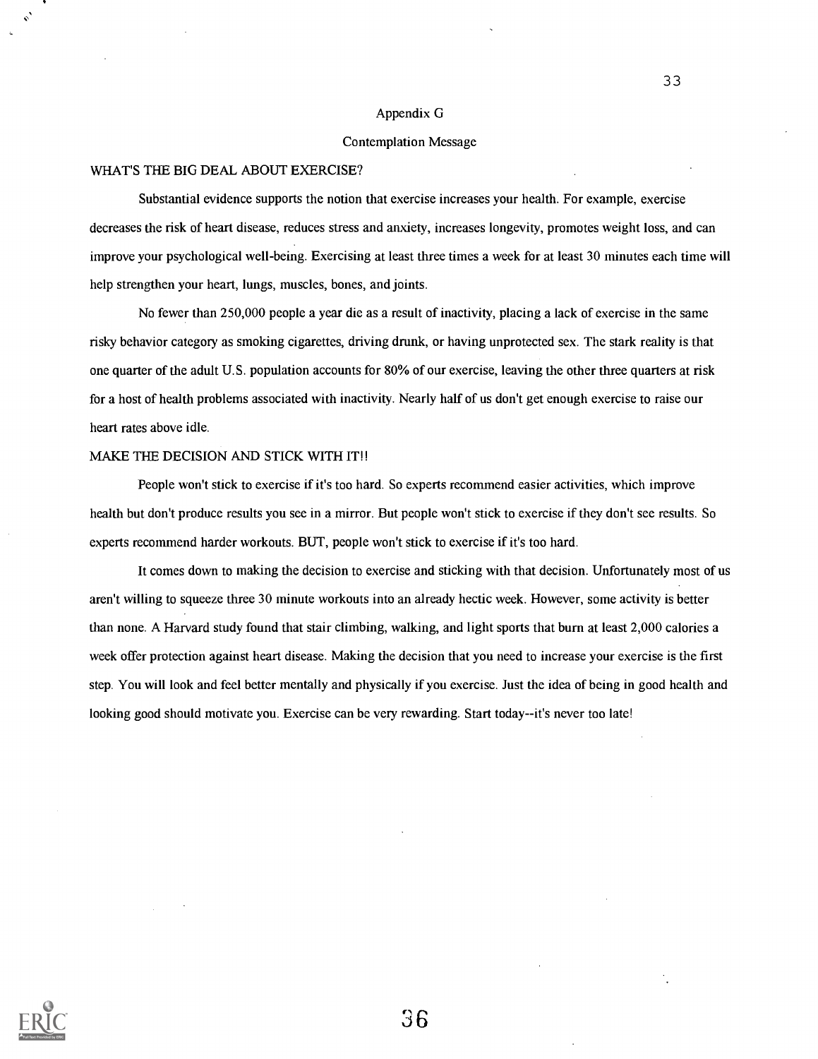# Appendix G

## Contemplation Message

### WHAT'S THE BIG DEAL ABOUT EXERCISE?

Substantial evidence supports the notion that exercise increases your health. For example, exercise decreases the risk of heart disease, reduces stress and anxiety, increases longevity, promotes weight loss, and can improve your psychological well-being. Exercising at least three times a week for at least 30 minutes each time will help strengthen your heart, lungs, muscles, bones, and joints.

No fewer than 250,000 people a year die as a result of inactivity, placing a lack of exercise in the same risky behavior category as smoking cigarettes, driving drunk, or having unprotected sex. The stark reality is that one quarter of the adult U.S. population accounts for 80% of our exercise, leaving the other three quarters at risk for a host of health problems associated with inactivity. Nearly half of us don't get enough exercise to raise our heart rates above idle.

### MAKE THE DECISION AND STICK WITH IT!!

People won't stick to exercise if it's too hard. So experts recommend easier activities, which improve health but don't produce results you see in a mirror. But people won't stick to exercise if they don't see results. So experts recommend harder workouts. BUT, people won't stick to exercise if it's too hard.

It comes down to making the decision to exercise and sticking with that decision. Unfortunately most of us aren't willing to squeeze three 30 minute workouts into an already hectic week. However, some activity is better than none. A Harvard study found that stair climbing, walking, and light sports that burn at least 2,000 calories a week offer protection against heart disease. Making the decision that you need to increase your exercise is the first step. You will look and feel better mentally and physically if you exercise. Just the idea of being in good health and looking good should motivate you. Exercise can be very rewarding. Start today--it's never too late!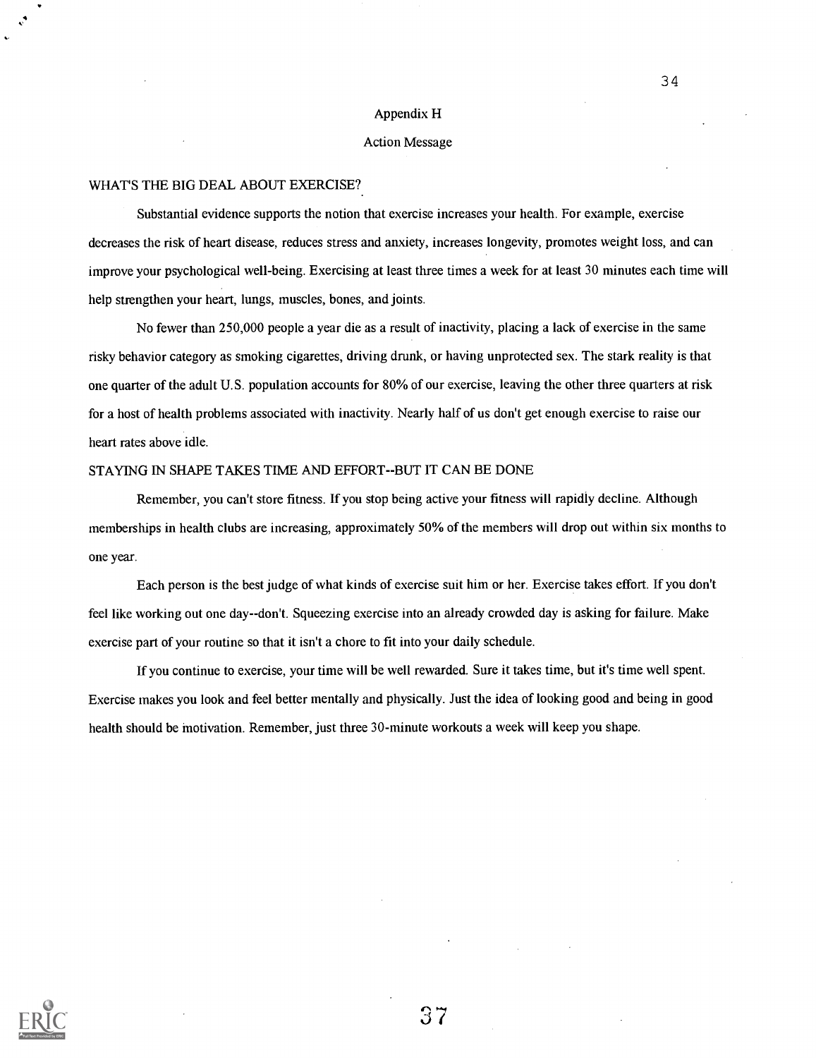# Appendix H

## Action Message

### WHAT'S THE BIG DEAL ABOUT EXERCISE?

Substantial evidence supports the notion that exercise increases your health. For example, exercise decreases the risk of heart disease, reduces stress and anxiety, increases longevity, promotes weight loss, and can improve your psychological well-being. Exercising at least three times a week for at least 30 minutes each time will help strengthen your heart, lungs, muscles, bones, and joints.

No fewer than 250,000 people a year die as a result of inactivity, placing a lack of exercise in the same risky behavior category as smoking cigarettes, driving drunk, or having unprotected sex. The stark reality is that one quarter of the adult U.S. population accounts for 80% of our exercise, leaving the other three quarters at risk for a host of health problems associated with inactivity. Nearly half of us don't get enough exercise to raise our heart rates above idle.

### STAYING IN SHAPE TAKES TIME AND EFFORT--BUT IT CAN BE DONE

Remember, you can't store fitness. If you stop being active your fitness will rapidly decline. Although memberships in health clubs are increasing, approximately 50% of the members will drop out within six months to one year.

Each person is the best judge of what kinds of exercise suit him or her. Exercise takes effort. If you don't feel like working out one day--don't. Squeezing exercise into an already crowded day is asking for failure. Make exercise part of your routine so that it isn't a chore to fit into your daily schedule.

If you continue to exercise, your time will be well rewarded. Sure it takes time, but it's time well spent. Exercise makes you look and feel better mentally and physically. Just the idea of looking good and being in good health should be motivation. Remember, just three 30-minute workouts a week will keep you shape.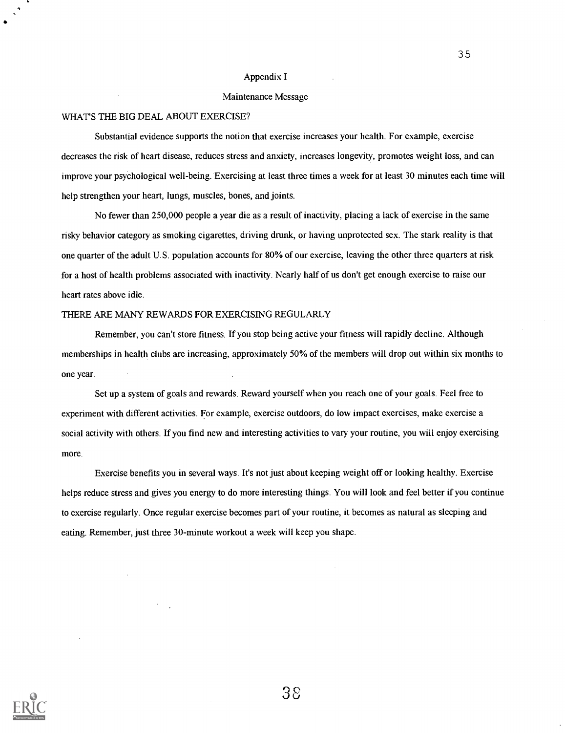# Appendix I

## Maintenance Message

### WHAT'S THE BIG DEAL ABOUT EXERCISE?

Substantial evidence supports the notion that exercise increases your health. For example, exercise decreases the risk of heart disease, reduces stress and anxiety, increases longevity, promotes weight loss, and can improve your psychological well-being. Exercising at least three times a week for at least 30 minutes each time will help strengthen your heart, lungs, muscles, bones, and joints.

No fewer than 250,000 people a year die as a result of inactivity, placing a lack of exercise in the same risky behavior category as smoking cigarettes, driving drunk, or having unprotected sex. The stark reality is that one quarter of the adult U.S. population accounts for 80% of our exercise, leaving the other three quarters at risk for a host of health problems associated with inactivity. Nearly half of us don't get enough exercise to raise our heart rates above idle.

### THERE ARE MANY REWARDS FOR EXERCISING REGULARLY

Remember, you can't store fitness. If you stop being active your fitness will rapidly decline. Although memberships in health clubs are increasing, approximately 50% of the members will drop out within six months to one year.

Set up a system of goals and rewards. Reward yourself when you reach one of your goals. Feel free to experiment with different activities. For example, exercise outdoors, do low impact exercises, make exercise a social activity with others. If you find new and interesting activities to vary your routine, you will enjoy exercising more.

Exercise benefits you in several ways. It's not just about keeping weight off or looking healthy. Exercise helps reduce stress and gives you energy to do more interesting things. You will look and feel better if you continue to exercise regularly. Once regular exercise becomes part of your routine, it becomes as natural as sleeping and eating. Remember, just three 30-minute workout a week will keep you shape.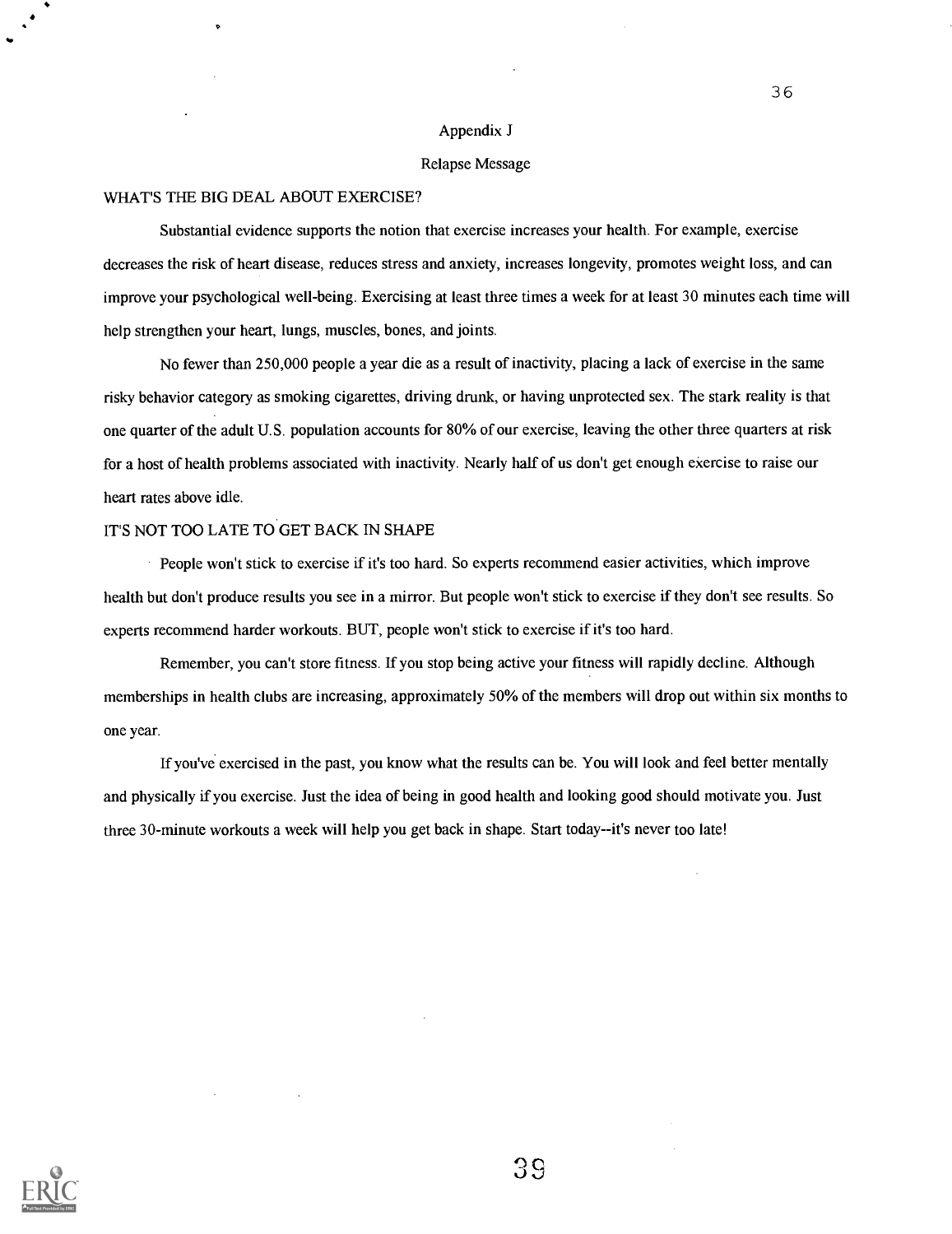# Appendix J

## Relapse Message

### WHAT'S THE BIG DEAL ABOUT EXERCISE?

Substantial evidence supports the notion that exercise increases your health. For example, exercise decreases the risk of heart disease, reduces stress and anxiety, increases longevity, promotes weight loss, and can improve your psychological well-being. Exercising at least three times a week for at least 30 minutes each time will help strengthen your heart, lungs, muscles, bones, and joints.

No fewer than 250,000 people a year die as a result of inactivity, placing a lack of exercise in the same risky behavior category as smoking cigarettes, driving drunk, or having unprotected sex. The stark reality is that one quarter of the adult U.S. population accounts for 80% of our exercise, leaving the other three quarters at risk for a host of health problems associated with inactivity. Nearly half of us don't get enough exercise to raise our heart rates above idle.

### IT'S NOT TOO LATE TO GET BACK IN SHAPE

People won't stick to exercise if it's too hard. So experts recommend easier activities, which improve health but don't produce results you see in a mirror. But people won't stick to exercise if they don't see results. So experts recommend harder workouts. BUT, people won't stick to exercise if it's too hard.

Remember, you can't store fitness. If you stop being active your fitness will rapidly decline. Although memberships in health clubs are increasing, approximately 50% of the members will drop out within six months to one year.

If you've exercised in the past, you know what the results can be. You will look and feel better mentally and physically if you exercise. Just the idea of being in good health and looking good should motivate you. Just three 30-minute workouts a week will help you get back in shape. Start today--it's never too late!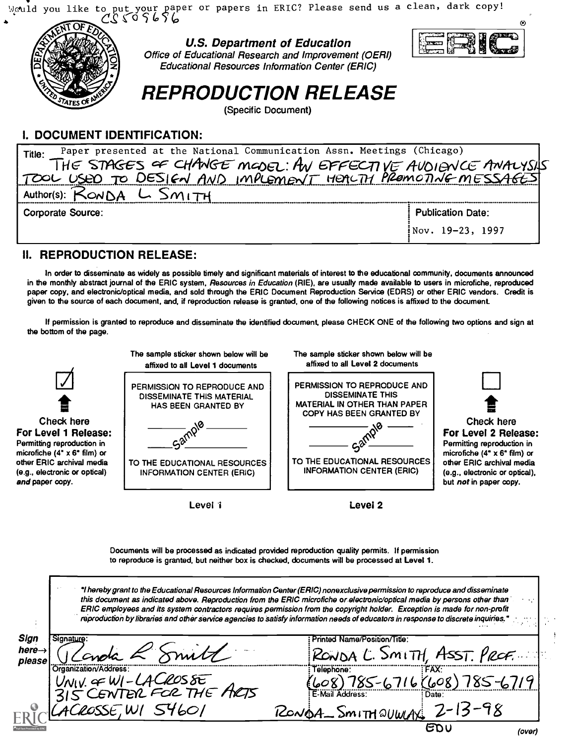Would you like to put your paper or papers in ERIC? Please send us a clean, dark copy!

CS509696

**U.S. Department of Education**
*Office of Educational Research and Improvement (OERI)*
*Educational Resources Information Center (ERIC)*

# REPRODUCTION RELEASE

(Specific Document)

## I. DOCUMENT IDENTIFICATION:

| | |
|---|---|
| Title: Paper presented at the National Communication Assn. Meetings (Chicago) THE STAGES OF CHANGE MODEL: AN EFFECTIVE AUDIENCE ANALYSIS TOOL USED TO DESIGN AND IMPLEMENT HEALTH PROMOTING MESSAGES | |
| Author(s): RONDA L SMITH | |
| Corporate Source: | Publication Date: Nov. 19-23, 1997 |

## II. REPRODUCTION RELEASE:

In order to disseminate as widely as possible timely and significant materials of interest to the educational community, documents announced in the monthly abstract journal of the ERIC system, *Resources in Education* (RIE), are usually made available to users in microfiche, reproduced paper copy, and electronic/optical media, and sold through the ERIC Document Reproduction Service (EDRS) or other ERIC vendors. Credit is given to the source of each document, and, if reproduction release is granted, one of the following notices is affixed to the document.

If permission is granted to reproduce and disseminate the identified document, please CHECK ONE of the following two options and sign at the bottom of the page.

| | The sample sticker shown below will be affixed to all Level 1 documents | The sample sticker shown below will be affixed to all Level 2 documents | |
|---|---|---|---|
| ☑ **Check here For Level 1 Release:** Permitting reproduction in microfiche (4" x 6" film) or other ERIC archival media (e.g., electronic or optical) *and* paper copy. | PERMISSION TO REPRODUCE AND DISSEMINATE THIS MATERIAL HAS BEEN GRANTED BY _____ Sample _____ TO THE EDUCATIONAL RESOURCES INFORMATION CENTER (ERIC) | PERMISSION TO REPRODUCE AND DISSEMINATE THIS MATERIAL IN OTHER THAN PAPER COPY HAS BEEN GRANTED BY _____ Sample _____ TO THE EDUCATIONAL RESOURCES INFORMATION CENTER (ERIC) | ☐ **Check here For Level 2 Release:** Permitting reproduction in microfiche (4" x 6" film) or other ERIC archival media (e.g., electronic or optical), but *not* in paper copy. |
| | Level 1 | Level 2 | |

Documents will be processed as indicated provided reproduction quality permits. If permission to reproduce is granted, but neither box is checked, documents will be processed at Level 1.

*"I hereby grant to the Educational Resources Information Center (ERIC) nonexclusive permission to reproduce and disseminate this document as indicated above. Reproduction from the ERIC microfiche or electronic/optical media by persons other than ERIC employees and its system contractors requires permission from the copyright holder. Exception is made for non-profit reproduction by libraries and other service agencies to satisfy information needs of educators in response to discrete inquiries."*

| **Sign here→ please** | | |
|---|---|---|
| Signature: Ronda L Smith | Printed Name/Position/Title: RONDA L. SMITH, ASST. PROF. | |
| Organization/Address: UNIV. OF WI-LACROSSE 315 CENTER FOR THE ARTS LACROSSE, WI 54601 | Telephone: (608) 785-6716 | FAX: (608) 785-6719 |
| | E-Mail Address: RONDA_SMITH@UWLAX. EDU | Date: 2-13-98 |

(over)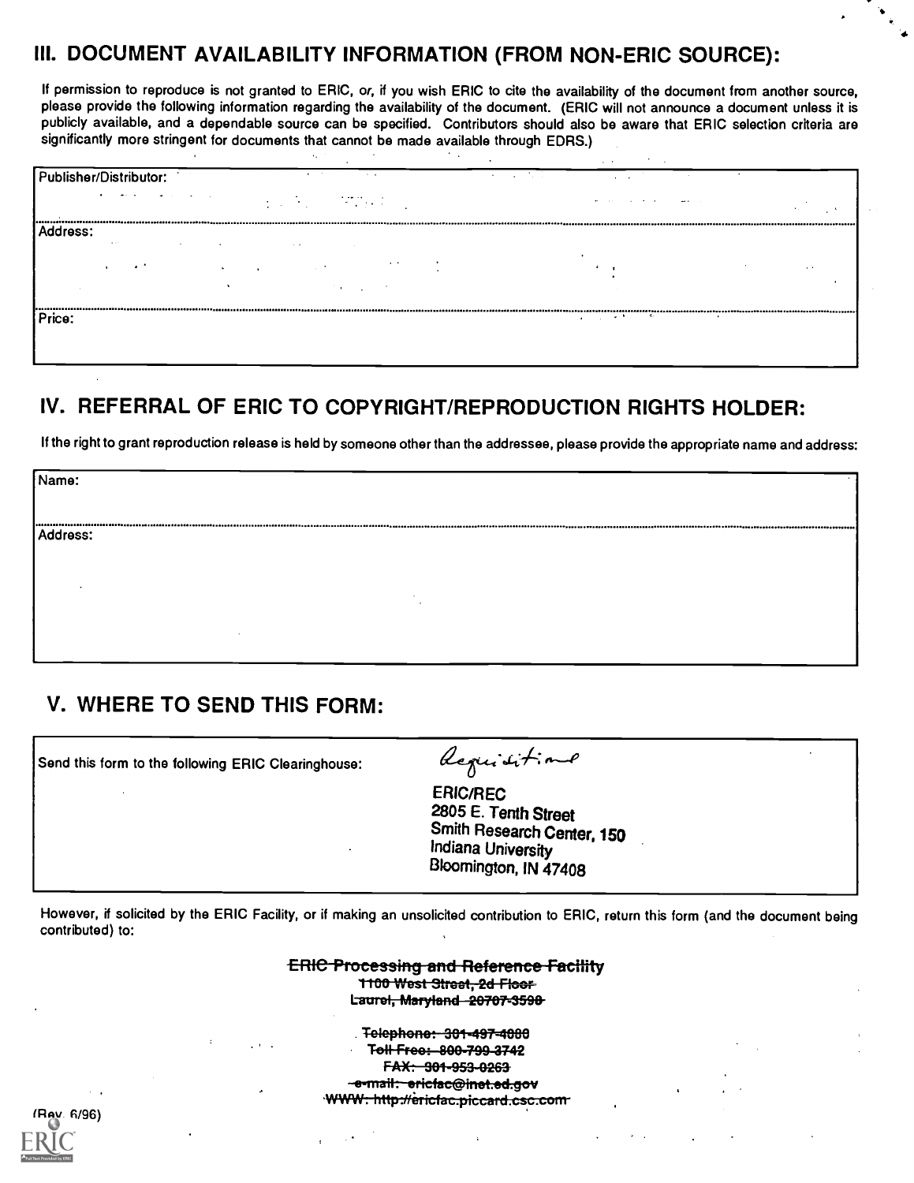## III. DOCUMENT AVAILABILITY INFORMATION (FROM NON-ERIC SOURCE):

If permission to reproduce is not granted to ERIC, or, if you wish ERIC to cite the availability of the document from another source, please provide the following information regarding the availability of the document. (ERIC will not announce a document unless it is publicly available, and a dependable source can be specified. Contributors should also be aware that ERIC selection criteria are significantly more stringent for documents that cannot be made available through EDRS.)

Publisher/Distributor:

Address:

Price:

## IV. REFERRAL OF ERIC TO COPYRIGHT/REPRODUCTION RIGHTS HOLDER:

If the right to grant reproduction release is held by someone other than the addressee, please provide the appropriate name and address:

Name:

Address:

## V. WHERE TO SEND THIS FORM:

Send this form to the following ERIC Clearinghouse:

Acquisitions
ERIC/REC
2805 E. Tenth Street
Smith Research Center, 150
Indiana University
Bloomington, IN 47408

However, if solicited by the ERIC Facility, or if making an unsolicited contribution to ERIC, return this form (and the document being contributed) to:

~~ERIC Processing and Reference Facility~~
~~1100 West Street, 2d Floor~~
~~Laurel, Maryland 20707-3598~~

~~Telephone: 301-497-4080~~
~~Toll Free: 800-799-3742~~
~~FAX: 301-953-0263~~
~~e-mail: ericfac@inet.ed.gov~~
~~WWW: http://ericfac.piccard.csc.com~~

(Rev. 6/96)